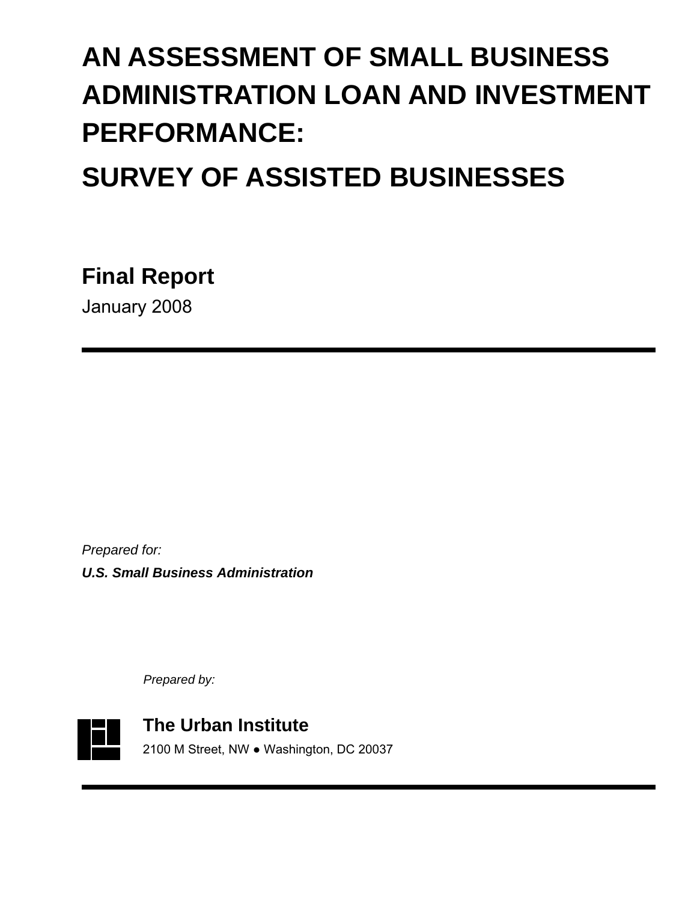# AN ASSESSMENT OF SMALL BUSINESS ADMINISTRATION LOAN AND INVESTMENT PERFORMANCE:

# SURVEY OF ASSISTED BUSINESSES

## Final Report

January 2008

---

*Prepared for:*

***U.S. Small Business Administration***

*Prepared by:*

**The Urban Institute**

2100 M Street, NW ● Washington, DC 20037

---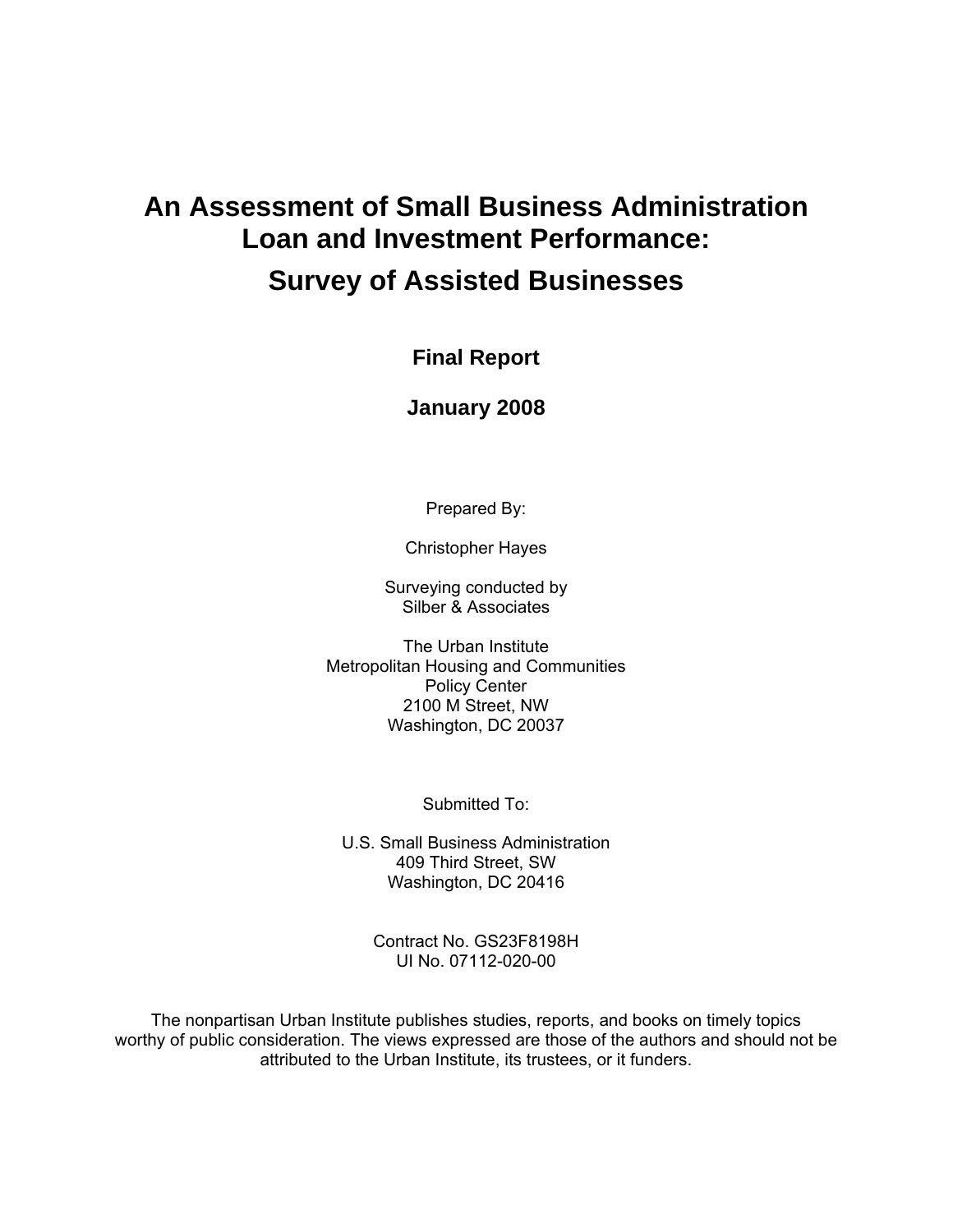# An Assessment of Small Business Administration Loan and Investment Performance:

## Survey of Assisted Businesses

**Final Report**

**January 2008**

Prepared By:

Christopher Hayes

Surveying conducted by
Silber & Associates

The Urban Institute
Metropolitan Housing and Communities
Policy Center
2100 M Street, NW
Washington, DC 20037

Submitted To:

U.S. Small Business Administration
409 Third Street, SW
Washington, DC 20416

Contract No. GS23F8198H
UI No. 07112-020-00

The nonpartisan Urban Institute publishes studies, reports, and books on timely topics worthy of public consideration. The views expressed are those of the authors and should not be attributed to the Urban Institute, its trustees, or it funders.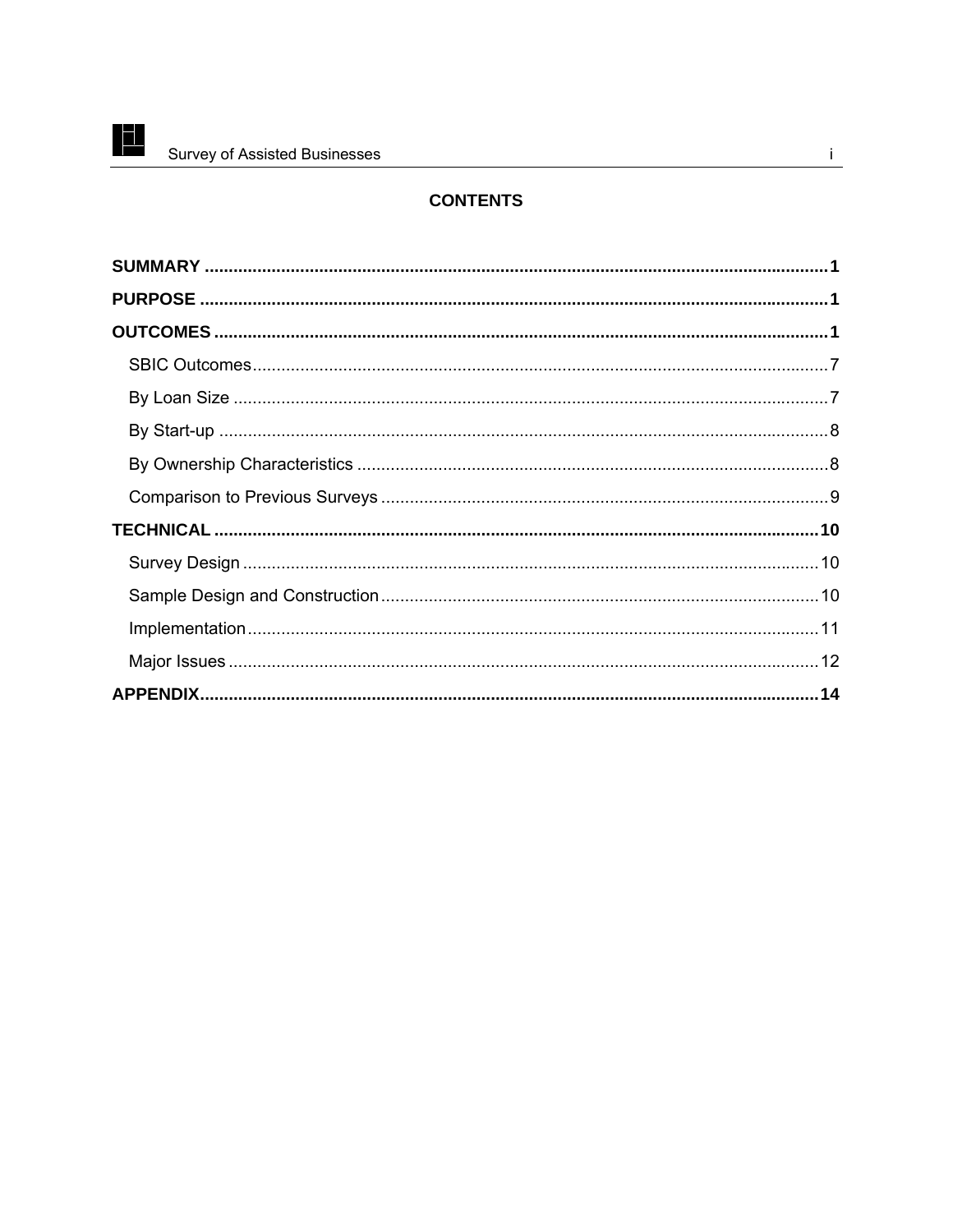## CONTENTS

**SUMMARY** .................................................. **1**

**PURPOSE** .................................................. **1**

**OUTCOMES** .................................................. **1**

- SBIC Outcomes .................................................. 7
- By Loan Size .................................................. 7
- By Start-up .................................................. 8
- By Ownership Characteristics .................................................. 8
- Comparison to Previous Surveys .................................................. 9

**TECHNICAL** .................................................. **10**

- Survey Design .................................................. 10
- Sample Design and Construction .................................................. 10
- Implementation .................................................. 11
- Major Issues .................................................. 12

**APPENDIX** .................................................. **14**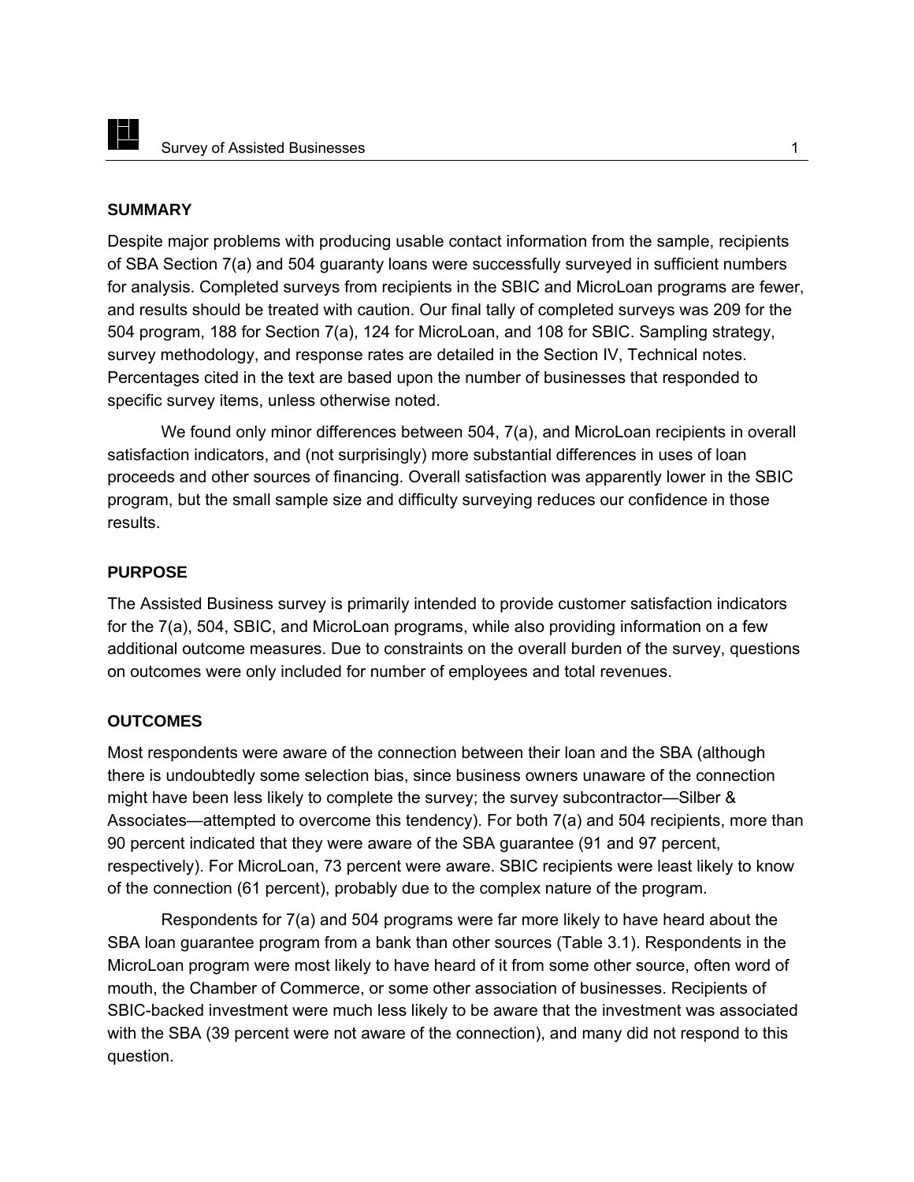## SUMMARY

Despite major problems with producing usable contact information from the sample, recipients of SBA Section 7(a) and 504 guaranty loans were successfully surveyed in sufficient numbers for analysis. Completed surveys from recipients in the SBIC and MicroLoan programs are fewer, and results should be treated with caution. Our final tally of completed surveys was 209 for the 504 program, 188 for Section 7(a), 124 for MicroLoan, and 108 for SBIC. Sampling strategy, survey methodology, and response rates are detailed in the Section IV, Technical notes. Percentages cited in the text are based upon the number of businesses that responded to specific survey items, unless otherwise noted.

We found only minor differences between 504, 7(a), and MicroLoan recipients in overall satisfaction indicators, and (not surprisingly) more substantial differences in uses of loan proceeds and other sources of financing. Overall satisfaction was apparently lower in the SBIC program, but the small sample size and difficulty surveying reduces our confidence in those results.

## PURPOSE

The Assisted Business survey is primarily intended to provide customer satisfaction indicators for the 7(a), 504, SBIC, and MicroLoan programs, while also providing information on a few additional outcome measures. Due to constraints on the overall burden of the survey, questions on outcomes were only included for number of employees and total revenues.

## OUTCOMES

Most respondents were aware of the connection between their loan and the SBA (although there is undoubtedly some selection bias, since business owners unaware of the connection might have been less likely to complete the survey; the survey subcontractor—Silber & Associates—attempted to overcome this tendency). For both 7(a) and 504 recipients, more than 90 percent indicated that they were aware of the SBA guarantee (91 and 97 percent, respectively). For MicroLoan, 73 percent were aware. SBIC recipients were least likely to know of the connection (61 percent), probably due to the complex nature of the program.

Respondents for 7(a) and 504 programs were far more likely to have heard about the SBA loan guarantee program from a bank than other sources (Table 3.1). Respondents in the MicroLoan program were most likely to have heard of it from some other source, often word of mouth, the Chamber of Commerce, or some other association of businesses. Recipients of SBIC-backed investment were much less likely to be aware that the investment was associated with the SBA (39 percent were not aware of the connection), and many did not respond to this question.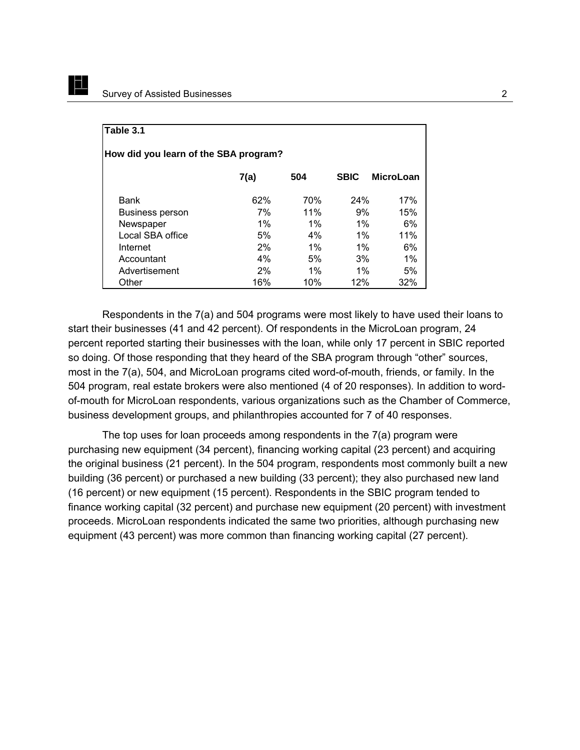**Table 3.1**

**How did you learn of the SBA program?**

| | 7(a) | 504 | SBIC | MicroLoan |
|---|---|---|---|---|
| Bank | 62% | 70% | 24% | 17% |
| Business person | 7% | 11% | 9% | 15% |
| Newspaper | 1% | 1% | 1% | 6% |
| Local SBA office | 5% | 4% | 1% | 11% |
| Internet | 2% | 1% | 1% | 6% |
| Accountant | 4% | 5% | 3% | 1% |
| Advertisement | 2% | 1% | 1% | 5% |
| Other | 16% | 10% | 12% | 32% |

Respondents in the 7(a) and 504 programs were most likely to have used their loans to start their businesses (41 and 42 percent). Of respondents in the MicroLoan program, 24 percent reported starting their businesses with the loan, while only 17 percent in SBIC reported so doing. Of those responding that they heard of the SBA program through "other" sources, most in the 7(a), 504, and MicroLoan programs cited word-of-mouth, friends, or family. In the 504 program, real estate brokers were also mentioned (4 of 20 responses). In addition to word-of-mouth for MicroLoan respondents, various organizations such as the Chamber of Commerce, business development groups, and philanthropies accounted for 7 of 40 responses.

The top uses for loan proceeds among respondents in the 7(a) program were purchasing new equipment (34 percent), financing working capital (23 percent) and acquiring the original business (21 percent). In the 504 program, respondents most commonly built a new building (36 percent) or purchased a new building (33 percent); they also purchased new land (16 percent) or new equipment (15 percent). Respondents in the SBIC program tended to finance working capital (32 percent) and purchase new equipment (20 percent) with investment proceeds. MicroLoan respondents indicated the same two priorities, although purchasing new equipment (43 percent) was more common than financing working capital (27 percent).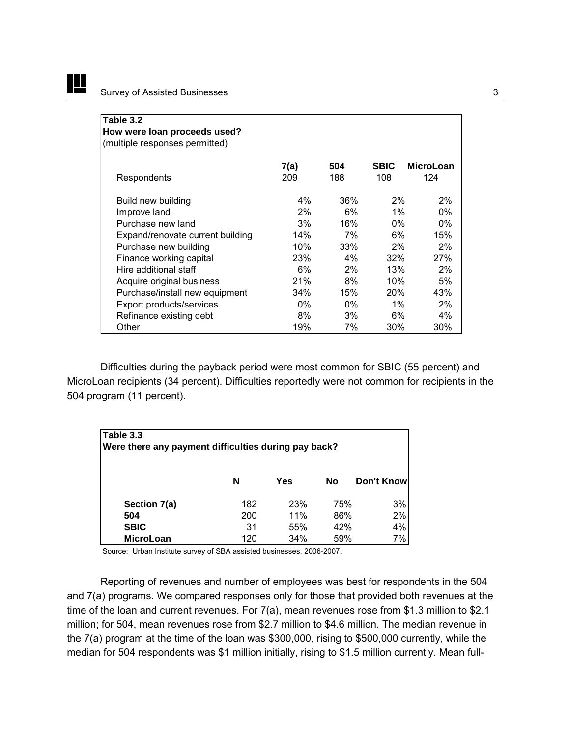**Table 3.2**
**How were loan proceeds used?**
(multiple responses permitted)

| | **7(a)** | **504** | **SBIC** | **MicroLoan** |
|---|---|---|---|---|
| Respondents | 209 | 188 | 108 | 124 |
| Build new building | 4% | 36% | 2% | 2% |
| Improve land | 2% | 6% | 1% | 0% |
| Purchase new land | 3% | 16% | 0% | 0% |
| Expand/renovate current building | 14% | 7% | 6% | 15% |
| Purchase new building | 10% | 33% | 2% | 2% |
| Finance working capital | 23% | 4% | 32% | 27% |
| Hire additional staff | 6% | 2% | 13% | 2% |
| Acquire original business | 21% | 8% | 10% | 5% |
| Purchase/install new equipment | 34% | 15% | 20% | 43% |
| Export products/services | 0% | 0% | 1% | 2% |
| Refinance existing debt | 8% | 3% | 6% | 4% |
| Other | 19% | 7% | 30% | 30% |

Difficulties during the payback period were most common for SBIC (55 percent) and MicroLoan recipients (34 percent). Difficulties reportedly were not common for recipients in the 504 program (11 percent).

**Table 3.3**
**Were there any payment difficulties during pay back?**

| | **N** | **Yes** | **No** | **Don't Know** |
|---|---|---|---|---|
| **Section 7(a)** | 182 | 23% | 75% | 3% |
| **504** | 200 | 11% | 86% | 2% |
| **SBIC** | 31 | 55% | 42% | 4% |
| **MicroLoan** | 120 | 34% | 59% | 7% |

Source: Urban Institute survey of SBA assisted businesses, 2006-2007.

Reporting of revenues and number of employees was best for respondents in the 504 and 7(a) programs. We compared responses only for those that provided both revenues at the time of the loan and current revenues. For 7(a), mean revenues rose from $1.3 million to $2.1 million; for 504, mean revenues rose from $2.7 million to $4.6 million. The median revenue in the 7(a) program at the time of the loan was $300,000, rising to $500,000 currently, while the median for 504 respondents was $1 million initially, rising to $1.5 million currently. Mean full-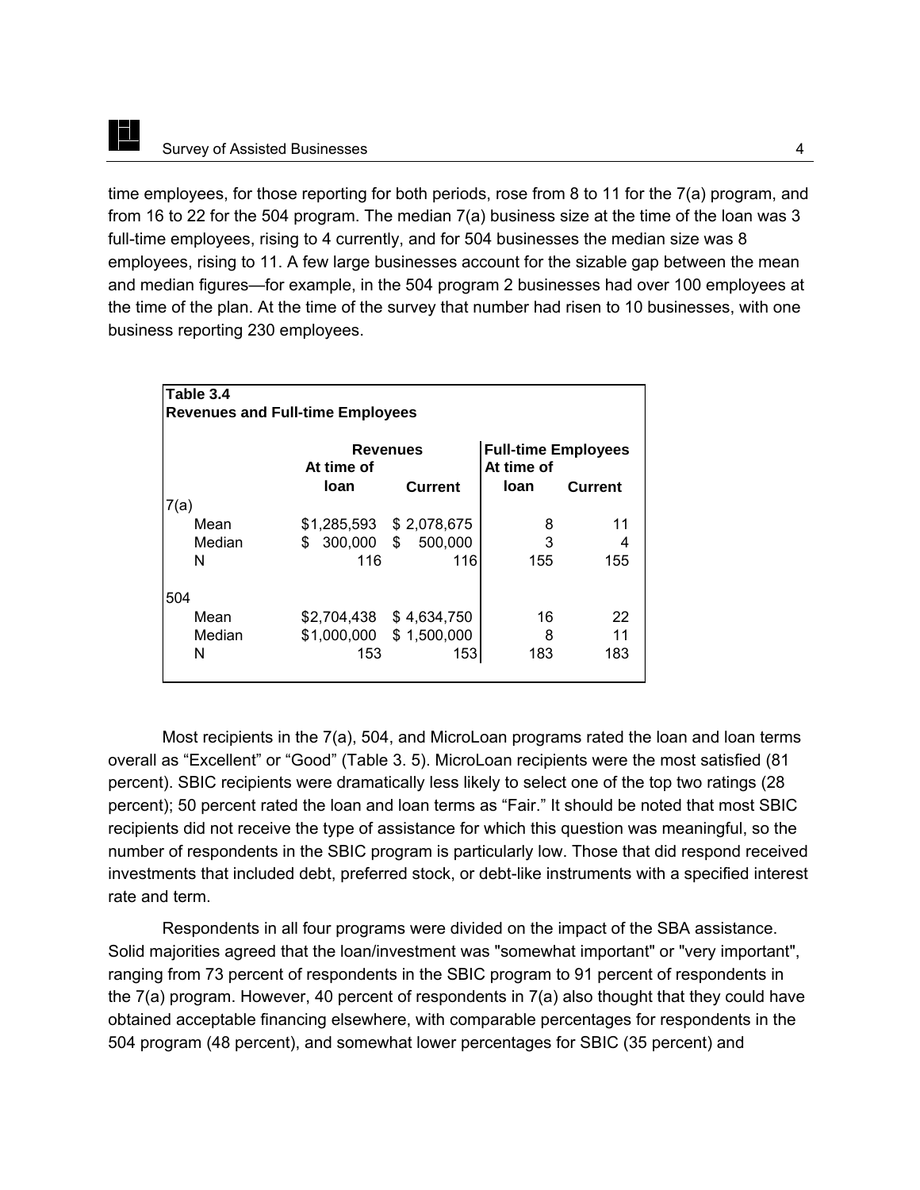time employees, for those reporting for both periods, rose from 8 to 11 for the 7(a) program, and from 16 to 22 for the 504 program. The median 7(a) business size at the time of the loan was 3 full-time employees, rising to 4 currently, and for 504 businesses the median size was 8 employees, rising to 11. A few large businesses account for the sizable gap between the mean and median figures—for example, in the 504 program 2 businesses had over 100 employees at the time of the plan. At the time of the survey that number had risen to 10 businesses, with one business reporting 230 employees.

**Table 3.4**
**Revenues and Full-time Employees**

| | Revenues | | Full-time Employees | |
|---|---|---|---|---|
| | **At time of loan** | **Current** | **At time of loan** | **Current** |
| 7(a) | | | | |
| Mean | $1,285,593 | $ 2,078,675 | 8 | 11 |
| Median | $ 300,000 | $ 500,000 | 3 | 4 |
| N | 116 | 116 | 155 | 155 |
| 504 | | | | |
| Mean | $2,704,438 | $ 4,634,750 | 16 | 22 |
| Median | $1,000,000 | $ 1,500,000 | 8 | 11 |
| N | 153 | 153 | 183 | 183 |

Most recipients in the 7(a), 504, and MicroLoan programs rated the loan and loan terms overall as "Excellent" or "Good" (Table 3. 5). MicroLoan recipients were the most satisfied (81 percent). SBIC recipients were dramatically less likely to select one of the top two ratings (28 percent); 50 percent rated the loan and loan terms as "Fair." It should be noted that most SBIC recipients did not receive the type of assistance for which this question was meaningful, so the number of respondents in the SBIC program is particularly low. Those that did respond received investments that included debt, preferred stock, or debt-like instruments with a specified interest rate and term.

Respondents in all four programs were divided on the impact of the SBA assistance. Solid majorities agreed that the loan/investment was "somewhat important" or "very important", ranging from 73 percent of respondents in the SBIC program to 91 percent of respondents in the 7(a) program. However, 40 percent of respondents in 7(a) also thought that they could have obtained acceptable financing elsewhere, with comparable percentages for respondents in the 504 program (48 percent), and somewhat lower percentages for SBIC (35 percent) and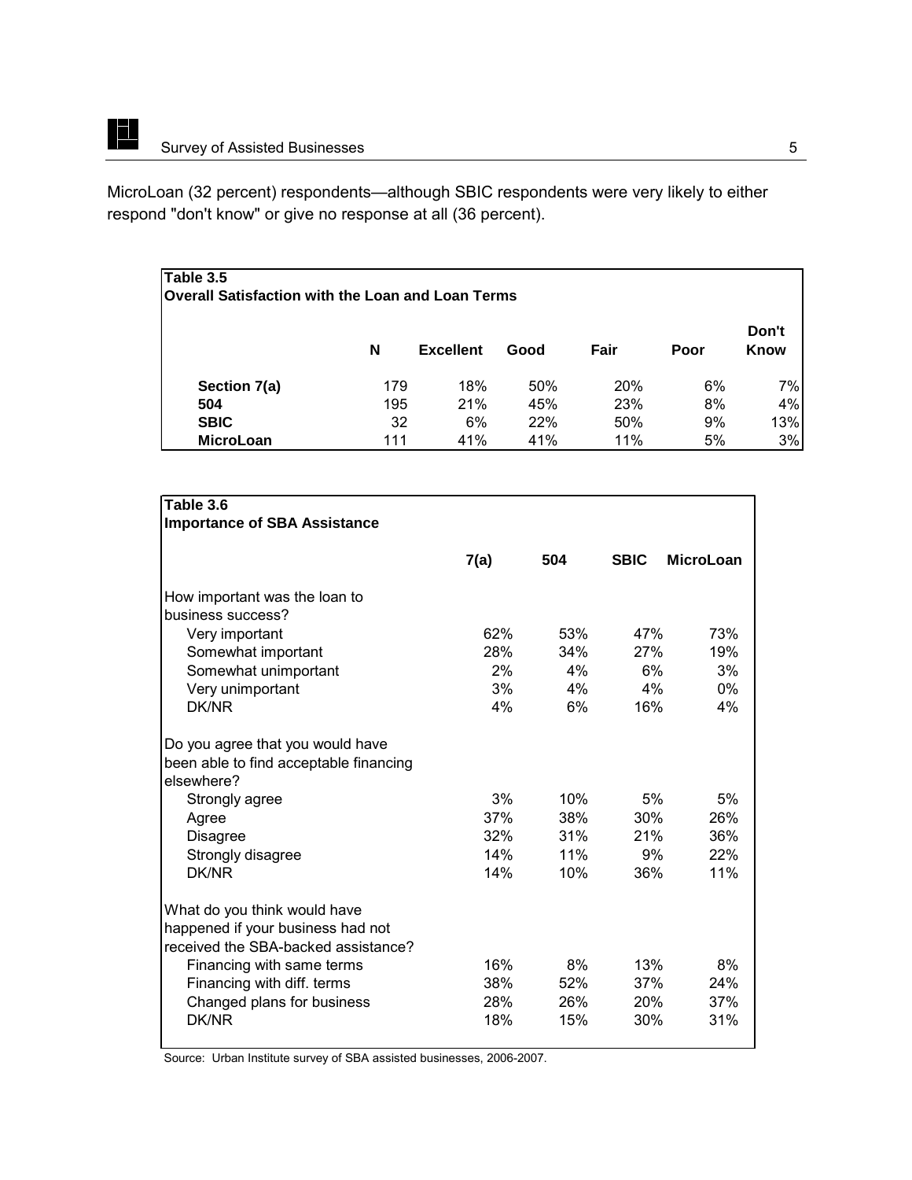MicroLoan (32 percent) respondents—although SBIC respondents were very likely to either respond "don't know" or give no response at all (36 percent).

**Table 3.5**
**Overall Satisfaction with the Loan and Loan Terms**

| | N | Excellent | Good | Fair | Poor | Don't Know |
|---|---|---|---|---|---|---|
| **Section 7(a)** | 179 | 18% | 50% | 20% | 6% | 7% |
| **504** | 195 | 21% | 45% | 23% | 8% | 4% |
| **SBIC** | 32 | 6% | 22% | 50% | 9% | 13% |
| **MicroLoan** | 111 | 41% | 41% | 11% | 5% | 3% |

**Table 3.6**
**Importance of SBA Assistance**

| | 7(a) | 504 | SBIC | MicroLoan |
|---|---|---|---|---|
| How important was the loan to business success? | | | | |
| Very important | 62% | 53% | 47% | 73% |
| Somewhat important | 28% | 34% | 27% | 19% |
| Somewhat unimportant | 2% | 4% | 6% | 3% |
| Very unimportant | 3% | 4% | 4% | 0% |
| DK/NR | 4% | 6% | 16% | 4% |
| Do you agree that you would have been able to find acceptable financing elsewhere? | | | | |
| Strongly agree | 3% | 10% | 5% | 5% |
| Agree | 37% | 38% | 30% | 26% |
| Disagree | 32% | 31% | 21% | 36% |
| Strongly disagree | 14% | 11% | 9% | 22% |
| DK/NR | 14% | 10% | 36% | 11% |
| What do you think would have happened if your business had not received the SBA-backed assistance? | | | | |
| Financing with same terms | 16% | 8% | 13% | 8% |
| Financing with diff. terms | 38% | 52% | 37% | 24% |
| Changed plans for business | 28% | 26% | 20% | 37% |
| DK/NR | 18% | 15% | 30% | 31% |

Source: Urban Institute survey of SBA assisted businesses, 2006-2007.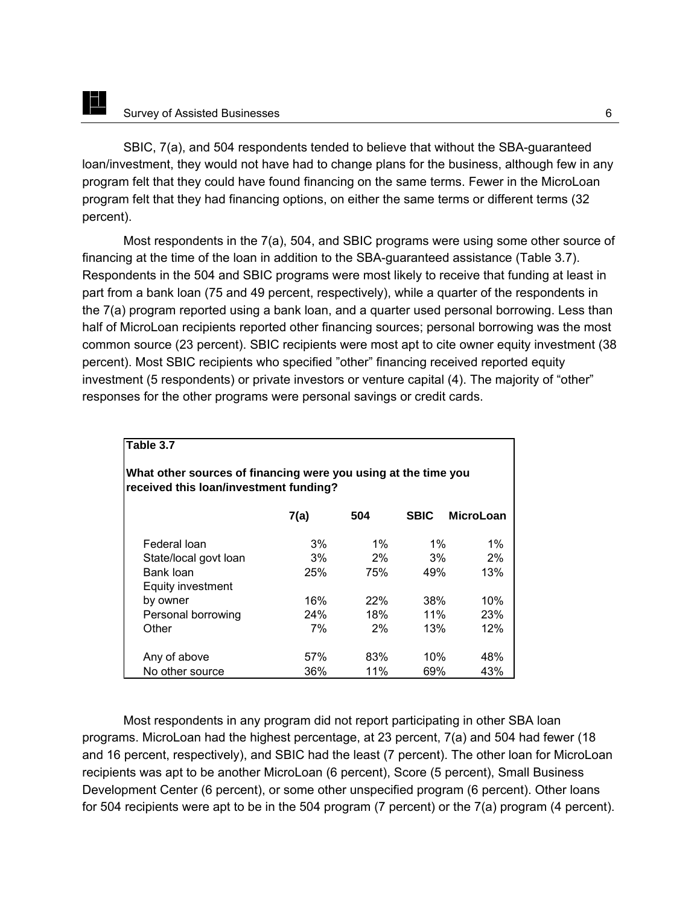SBIC, 7(a), and 504 respondents tended to believe that without the SBA-guaranteed loan/investment, they would not have had to change plans for the business, although few in any program felt that they could have found financing on the same terms. Fewer in the MicroLoan program felt that they had financing options, on either the same terms or different terms (32 percent).

Most respondents in the 7(a), 504, and SBIC programs were using some other source of financing at the time of the loan in addition to the SBA-guaranteed assistance (Table 3.7). Respondents in the 504 and SBIC programs were most likely to receive that funding at least in part from a bank loan (75 and 49 percent, respectively), while a quarter of the respondents in the 7(a) program reported using a bank loan, and a quarter used personal borrowing. Less than half of MicroLoan recipients reported other financing sources; personal borrowing was the most common source (23 percent). SBIC recipients were most apt to cite owner equity investment (38 percent). Most SBIC recipients who specified "other" financing received reported equity investment (5 respondents) or private investors or venture capital (4). The majority of "other" responses for the other programs were personal savings or credit cards.

**Table 3.7**

**What other sources of financing were you using at the time you received this loan/investment funding?**

| | 7(a) | 504 | SBIC | MicroLoan |
|---|---|---|---|---|
| Federal loan | 3% | 1% | 1% | 1% |
| State/local govt loan | 3% | 2% | 3% | 2% |
| Bank loan | 25% | 75% | 49% | 13% |
| Equity investment by owner | 16% | 22% | 38% | 10% |
| Personal borrowing | 24% | 18% | 11% | 23% |
| Other | 7% | 2% | 13% | 12% |
| Any of above | 57% | 83% | 10% | 48% |
| No other source | 36% | 11% | 69% | 43% |

Most respondents in any program did not report participating in other SBA loan programs. MicroLoan had the highest percentage, at 23 percent, 7(a) and 504 had fewer (18 and 16 percent, respectively), and SBIC had the least (7 percent). The other loan for MicroLoan recipients was apt to be another MicroLoan (6 percent), Score (5 percent), Small Business Development Center (6 percent), or some other unspecified program (6 percent). Other loans for 504 recipients were apt to be in the 504 program (7 percent) or the 7(a) program (4 percent).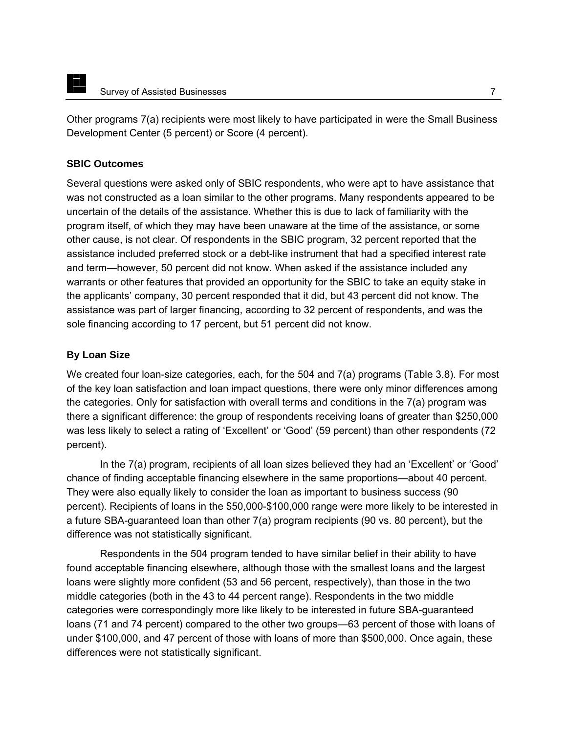Other programs 7(a) recipients were most likely to have participated in were the Small Business Development Center (5 percent) or Score (4 percent).

### SBIC Outcomes

Several questions were asked only of SBIC respondents, who were apt to have assistance that was not constructed as a loan similar to the other programs. Many respondents appeared to be uncertain of the details of the assistance. Whether this is due to lack of familiarity with the program itself, of which they may have been unaware at the time of the assistance, or some other cause, is not clear. Of respondents in the SBIC program, 32 percent reported that the assistance included preferred stock or a debt-like instrument that had a specified interest rate and term—however, 50 percent did not know. When asked if the assistance included any warrants or other features that provided an opportunity for the SBIC to take an equity stake in the applicants' company, 30 percent responded that it did, but 43 percent did not know. The assistance was part of larger financing, according to 32 percent of respondents, and was the sole financing according to 17 percent, but 51 percent did not know.

### By Loan Size

We created four loan-size categories, each, for the 504 and 7(a) programs (Table 3.8). For most of the key loan satisfaction and loan impact questions, there were only minor differences among the categories. Only for satisfaction with overall terms and conditions in the 7(a) program was there a significant difference: the group of respondents receiving loans of greater than $250,000 was less likely to select a rating of 'Excellent' or 'Good' (59 percent) than other respondents (72 percent).

In the 7(a) program, recipients of all loan sizes believed they had an 'Excellent' or 'Good' chance of finding acceptable financing elsewhere in the same proportions—about 40 percent. They were also equally likely to consider the loan as important to business success (90 percent). Recipients of loans in the $50,000-$100,000 range were more likely to be interested in a future SBA-guaranteed loan than other 7(a) program recipients (90 vs. 80 percent), but the difference was not statistically significant.

Respondents in the 504 program tended to have similar belief in their ability to have found acceptable financing elsewhere, although those with the smallest loans and the largest loans were slightly more confident (53 and 56 percent, respectively), than those in the two middle categories (both in the 43 to 44 percent range). Respondents in the two middle categories were correspondingly more like likely to be interested in future SBA-guaranteed loans (71 and 74 percent) compared to the other two groups—63 percent of those with loans of under $100,000, and 47 percent of those with loans of more than $500,000. Once again, these differences were not statistically significant.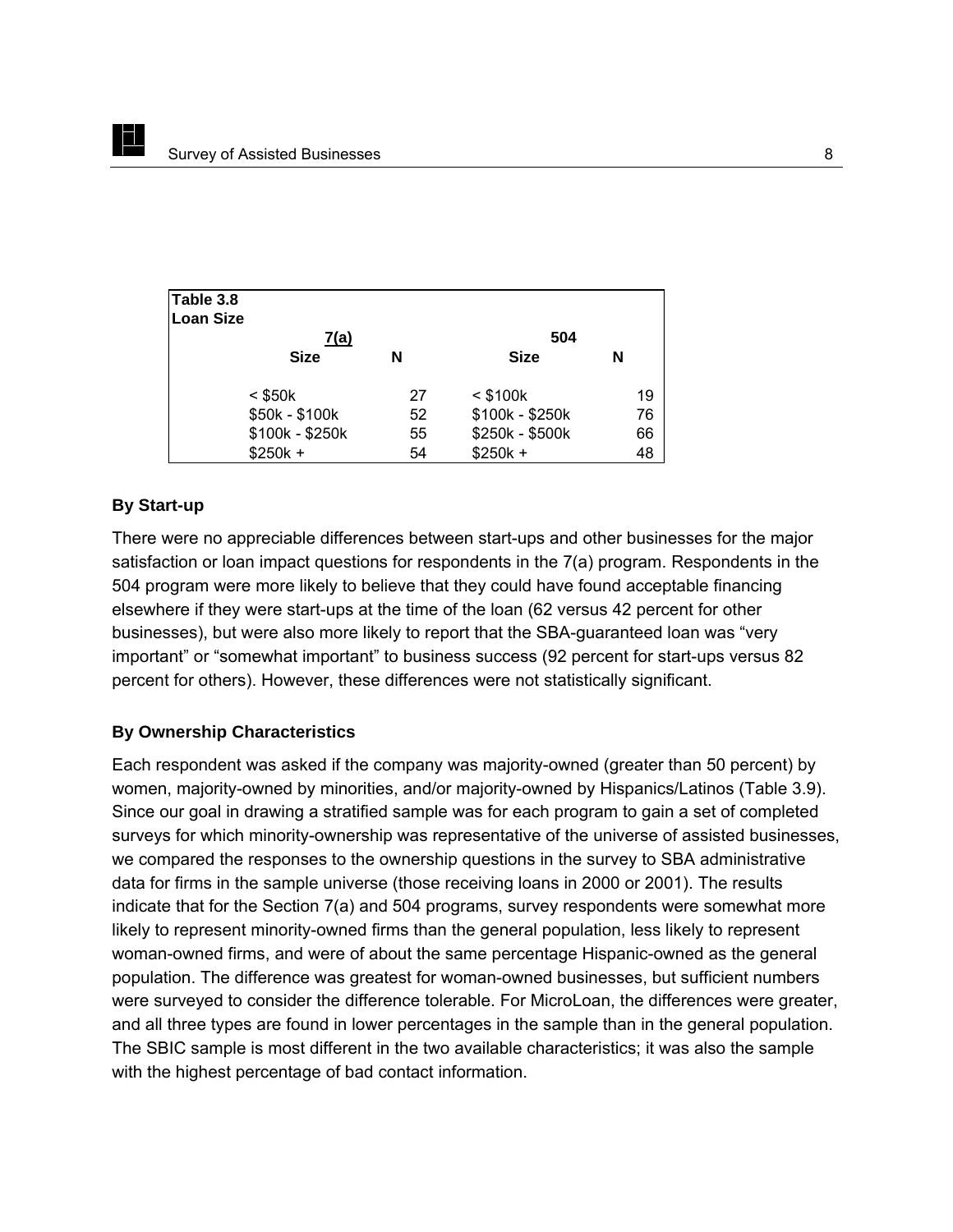**Table 3.8**
**Loan Size**

| 7(a) | | 504 | |
|---|---|---|---|
| **Size** | **N** | **Size** | **N** |
| < $50k | 27 | < $100k | 19 |
| $50k - $100k | 52 | $100k - $250k | 76 |
| $100k - $250k | 55 | $250k - $500k | 66 |
| $250k + | 54 | $250k + | 48 |

### By Start-up

There were no appreciable differences between start-ups and other businesses for the major satisfaction or loan impact questions for respondents in the 7(a) program. Respondents in the 504 program were more likely to believe that they could have found acceptable financing elsewhere if they were start-ups at the time of the loan (62 versus 42 percent for other businesses), but were also more likely to report that the SBA-guaranteed loan was "very important" or "somewhat important" to business success (92 percent for start-ups versus 82 percent for others). However, these differences were not statistically significant.

### By Ownership Characteristics

Each respondent was asked if the company was majority-owned (greater than 50 percent) by women, majority-owned by minorities, and/or majority-owned by Hispanics/Latinos (Table 3.9). Since our goal in drawing a stratified sample was for each program to gain a set of completed surveys for which minority-ownership was representative of the universe of assisted businesses, we compared the responses to the ownership questions in the survey to SBA administrative data for firms in the sample universe (those receiving loans in 2000 or 2001). The results indicate that for the Section 7(a) and 504 programs, survey respondents were somewhat more likely to represent minority-owned firms than the general population, less likely to represent woman-owned firms, and were of about the same percentage Hispanic-owned as the general population. The difference was greatest for woman-owned businesses, but sufficient numbers were surveyed to consider the difference tolerable. For MicroLoan, the differences were greater, and all three types are found in lower percentages in the sample than in the general population. The SBIC sample is most different in the two available characteristics; it was also the sample with the highest percentage of bad contact information.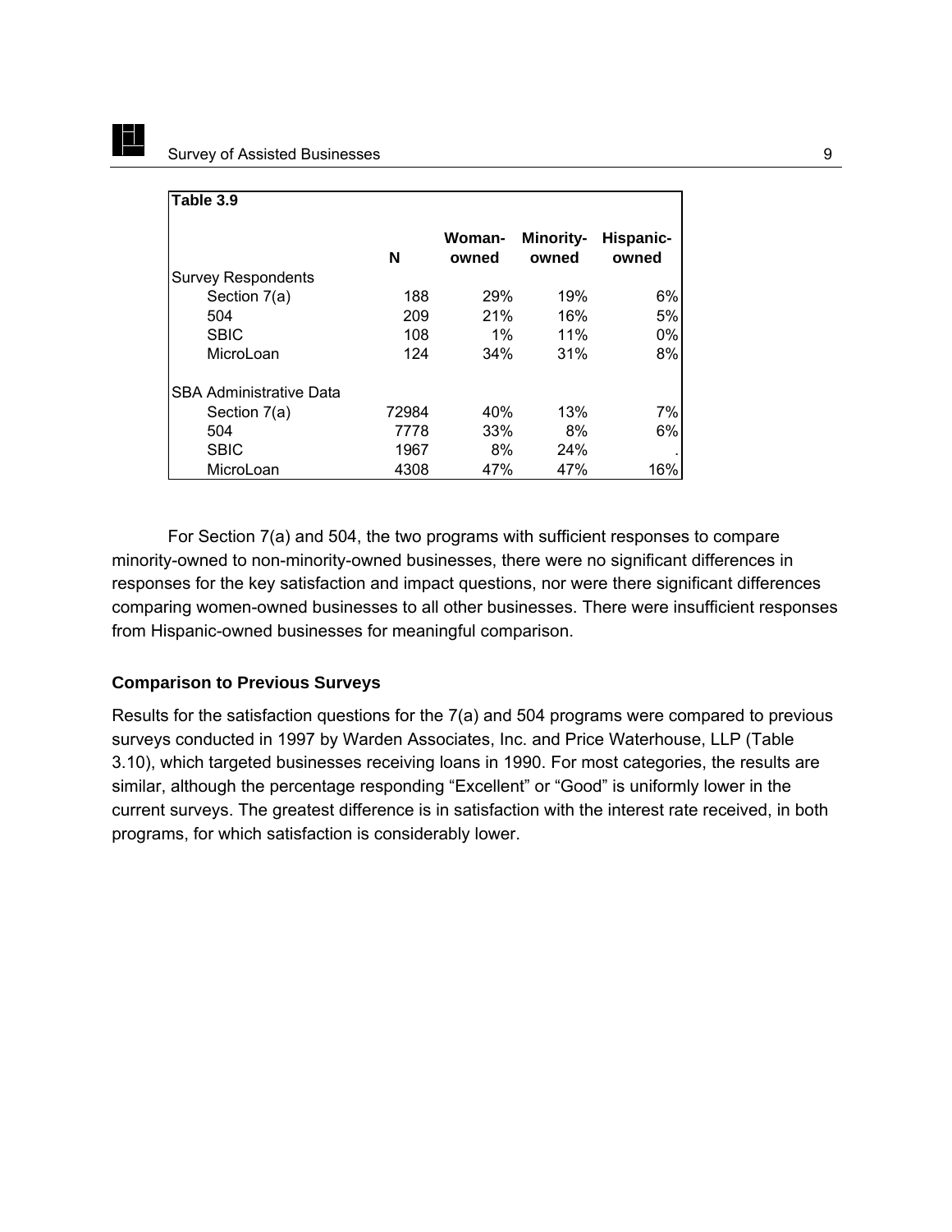**Table 3.9**

| | N | Woman-owned | Minority-owned | Hispanic-owned |
|---|---|---|---|---|
| Survey Respondents | | | | |
| Section 7(a) | 188 | 29% | 19% | 6% |
| 504 | 209 | 21% | 16% | 5% |
| SBIC | 108 | 1% | 11% | 0% |
| MicroLoan | 124 | 34% | 31% | 8% |
| SBA Administrative Data | | | | |
| Section 7(a) | 72984 | 40% | 13% | 7% |
| 504 | 7778 | 33% | 8% | 6% |
| SBIC | 1967 | 8% | 24% | . |
| MicroLoan | 4308 | 47% | 47% | 16% |

For Section 7(a) and 504, the two programs with sufficient responses to compare minority-owned to non-minority-owned businesses, there were no significant differences in responses for the key satisfaction and impact questions, nor were there significant differences comparing women-owned businesses to all other businesses. There were insufficient responses from Hispanic-owned businesses for meaningful comparison.

### Comparison to Previous Surveys

Results for the satisfaction questions for the 7(a) and 504 programs were compared to previous surveys conducted in 1997 by Warden Associates, Inc. and Price Waterhouse, LLP (Table 3.10), which targeted businesses receiving loans in 1990. For most categories, the results are similar, although the percentage responding "Excellent" or "Good" is uniformly lower in the current surveys. The greatest difference is in satisfaction with the interest rate received, in both programs, for which satisfaction is considerably lower.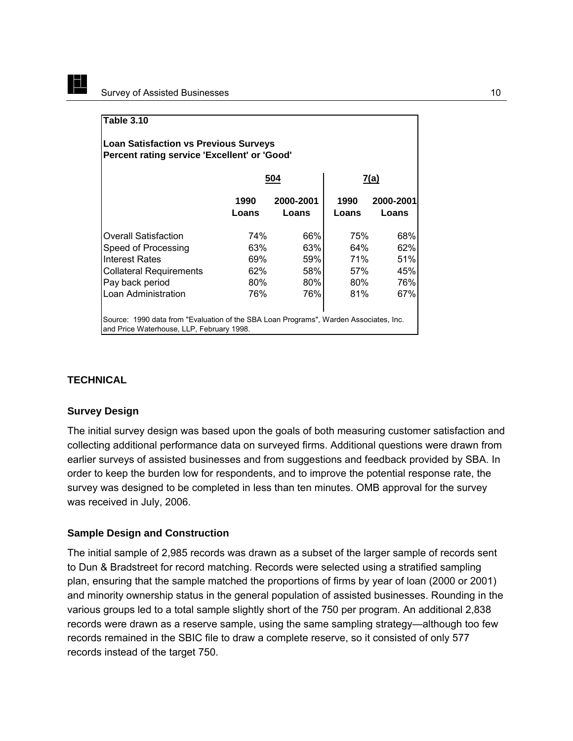**Table 3.10**

**Loan Satisfaction vs Previous Surveys**
**Percent rating service 'Excellent' or 'Good'**

| | 504 | | 7(a) | |
|---|---|---|---|---|
| | 1990 Loans | 2000-2001 Loans | 1990 Loans | 2000-2001 Loans |
| Overall Satisfaction | 74% | 66% | 75% | 68% |
| Speed of Processing | 63% | 63% | 64% | 62% |
| Interest Rates | 69% | 59% | 71% | 51% |
| Collateral Requirements | 62% | 58% | 57% | 45% |
| Pay back period | 80% | 80% | 80% | 76% |
| Loan Administration | 76% | 76% | 81% | 67% |

Source: 1990 data from "Evaluation of the SBA Loan Programs", Warden Associates, Inc. and Price Waterhouse, LLP, February 1998.

## TECHNICAL

### Survey Design

The initial survey design was based upon the goals of both measuring customer satisfaction and collecting additional performance data on surveyed firms. Additional questions were drawn from earlier surveys of assisted businesses and from suggestions and feedback provided by SBA. In order to keep the burden low for respondents, and to improve the potential response rate, the survey was designed to be completed in less than ten minutes. OMB approval for the survey was received in July, 2006.

### Sample Design and Construction

The initial sample of 2,985 records was drawn as a subset of the larger sample of records sent to Dun & Bradstreet for record matching. Records were selected using a stratified sampling plan, ensuring that the sample matched the proportions of firms by year of loan (2000 or 2001) and minority ownership status in the general population of assisted businesses. Rounding in the various groups led to a total sample slightly short of the 750 per program. An additional 2,838 records were drawn as a reserve sample, using the same sampling strategy—although too few records remained in the SBIC file to draw a complete reserve, so it consisted of only 577 records instead of the target 750.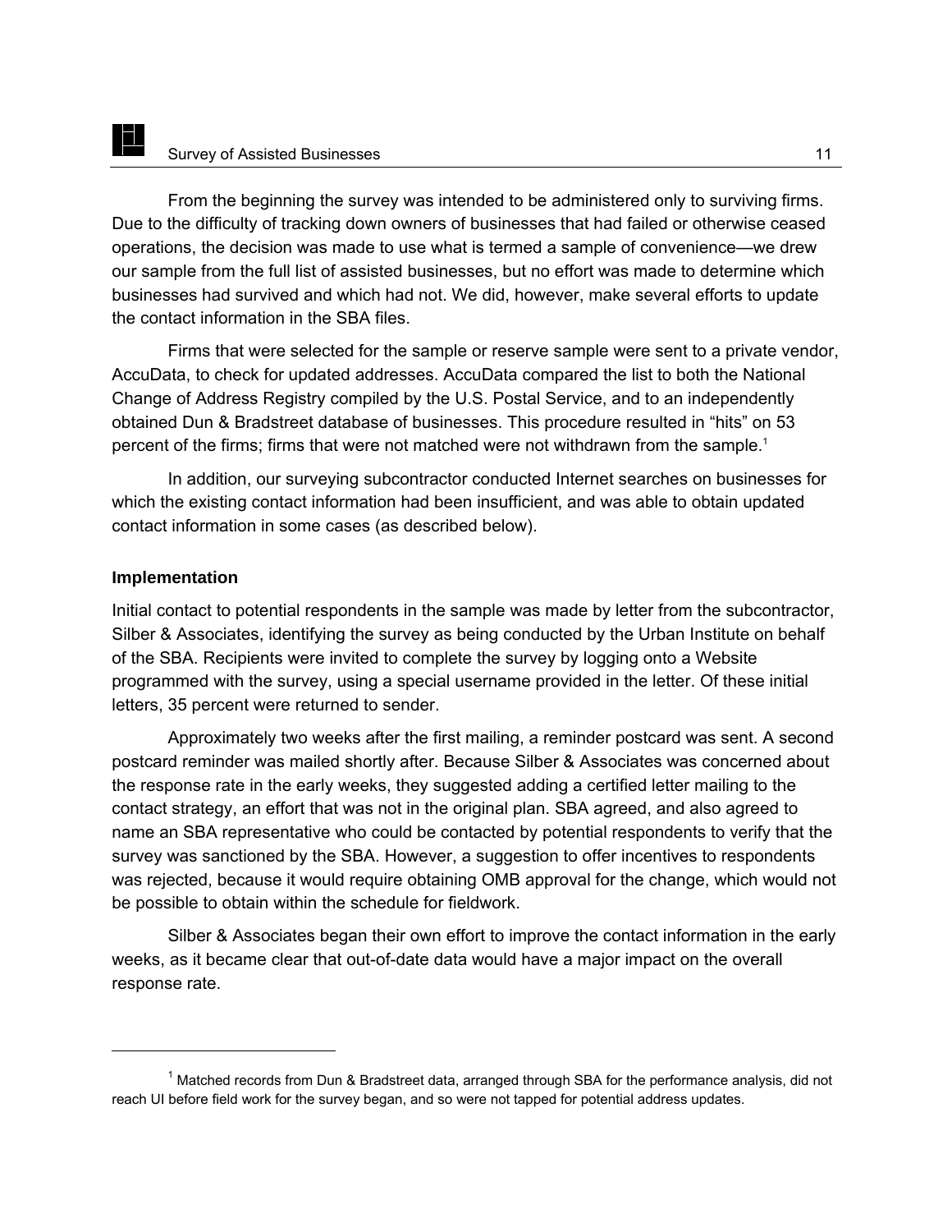From the beginning the survey was intended to be administered only to surviving firms. Due to the difficulty of tracking down owners of businesses that had failed or otherwise ceased operations, the decision was made to use what is termed a sample of convenience—we drew our sample from the full list of assisted businesses, but no effort was made to determine which businesses had survived and which had not. We did, however, make several efforts to update the contact information in the SBA files.

Firms that were selected for the sample or reserve sample were sent to a private vendor, AccuData, to check for updated addresses. AccuData compared the list to both the National Change of Address Registry compiled by the U.S. Postal Service, and to an independently obtained Dun & Bradstreet database of businesses. This procedure resulted in "hits" on 53 percent of the firms; firms that were not matched were not withdrawn from the sample.[1]

In addition, our surveying subcontractor conducted Internet searches on businesses for which the existing contact information had been insufficient, and was able to obtain updated contact information in some cases (as described below).

**Implementation**

Initial contact to potential respondents in the sample was made by letter from the subcontractor, Silber & Associates, identifying the survey as being conducted by the Urban Institute on behalf of the SBA. Recipients were invited to complete the survey by logging onto a Website programmed with the survey, using a special username provided in the letter. Of these initial letters, 35 percent were returned to sender.

Approximately two weeks after the first mailing, a reminder postcard was sent. A second postcard reminder was mailed shortly after. Because Silber & Associates was concerned about the response rate in the early weeks, they suggested adding a certified letter mailing to the contact strategy, an effort that was not in the original plan. SBA agreed, and also agreed to name an SBA representative who could be contacted by potential respondents to verify that the survey was sanctioned by the SBA. However, a suggestion to offer incentives to respondents was rejected, because it would require obtaining OMB approval for the change, which would not be possible to obtain within the schedule for fieldwork.

Silber & Associates began their own effort to improve the contact information in the early weeks, as it became clear that out-of-date data would have a major impact on the overall response rate.

---

[1] Matched records from Dun & Bradstreet data, arranged through SBA for the performance analysis, did not reach UI before field work for the survey began, and so were not tapped for potential address updates.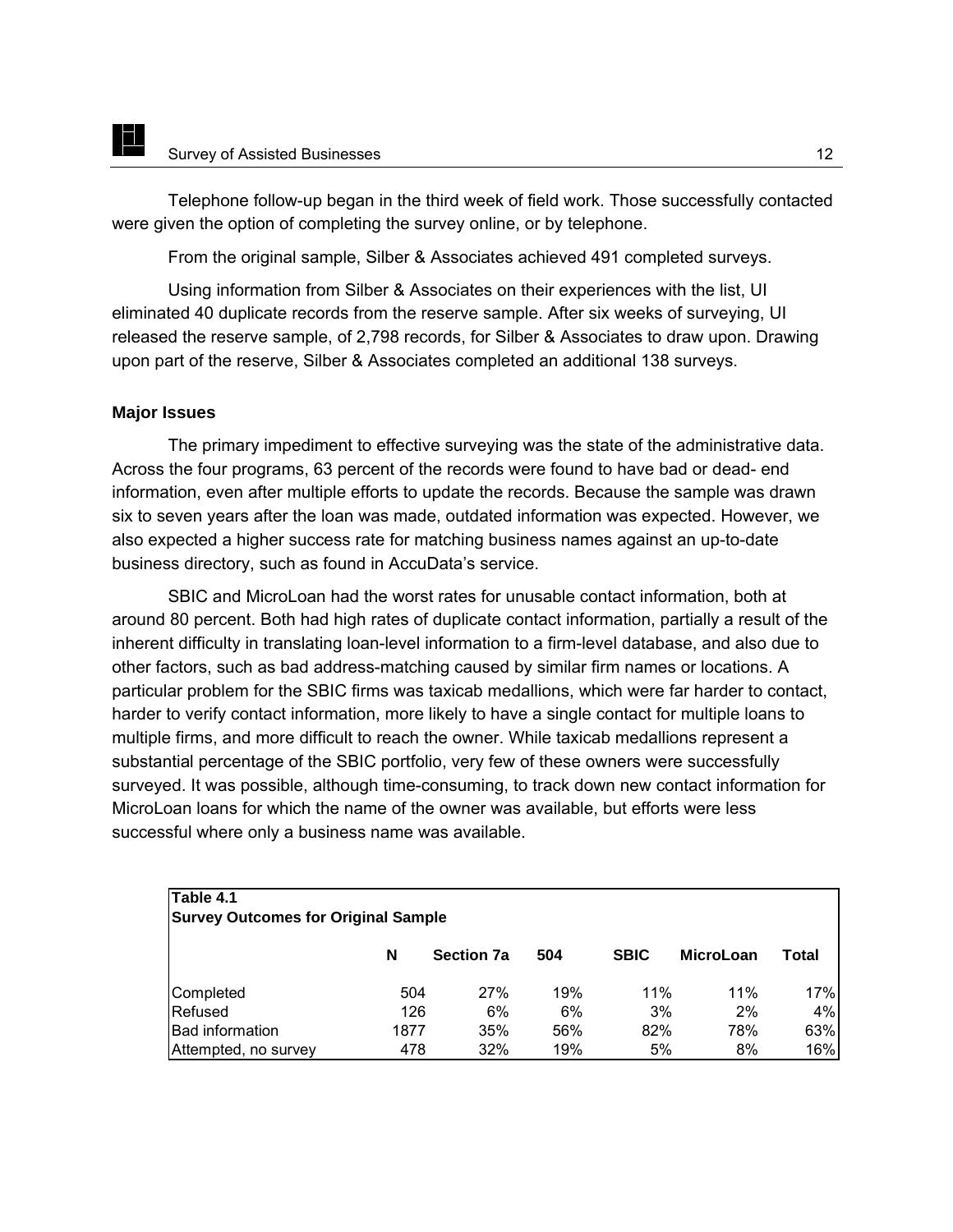Telephone follow-up began in the third week of field work. Those successfully contacted were given the option of completing the survey online, or by telephone.

From the original sample, Silber & Associates achieved 491 completed surveys.

Using information from Silber & Associates on their experiences with the list, UI eliminated 40 duplicate records from the reserve sample. After six weeks of surveying, UI released the reserve sample, of 2,798 records, for Silber & Associates to draw upon. Drawing upon part of the reserve, Silber & Associates completed an additional 138 surveys.

**Major Issues**

The primary impediment to effective surveying was the state of the administrative data. Across the four programs, 63 percent of the records were found to have bad or dead- end information, even after multiple efforts to update the records. Because the sample was drawn six to seven years after the loan was made, outdated information was expected. However, we also expected a higher success rate for matching business names against an up-to-date business directory, such as found in AccuData's service.

SBIC and MicroLoan had the worst rates for unusable contact information, both at around 80 percent. Both had high rates of duplicate contact information, partially a result of the inherent difficulty in translating loan-level information to a firm-level database, and also due to other factors, such as bad address-matching caused by similar firm names or locations. A particular problem for the SBIC firms was taxicab medallions, which were far harder to contact, harder to verify contact information, more likely to have a single contact for multiple loans to multiple firms, and more difficult to reach the owner. While taxicab medallions represent a substantial percentage of the SBIC portfolio, very few of these owners were successfully surveyed. It was possible, although time-consuming, to track down new contact information for MicroLoan loans for which the name of the owner was available, but efforts were less successful where only a business name was available.

**Table 4.1**
**Survey Outcomes for Original Sample**

| | N | Section 7a | 504 | SBIC | MicroLoan | Total |
|---|---|---|---|---|---|---|
| Completed | 504 | 27% | 19% | 11% | 11% | 17% |
| Refused | 126 | 6% | 6% | 3% | 2% | 4% |
| Bad information | 1877 | 35% | 56% | 82% | 78% | 63% |
| Attempted, no survey | 478 | 32% | 19% | 5% | 8% | 16% |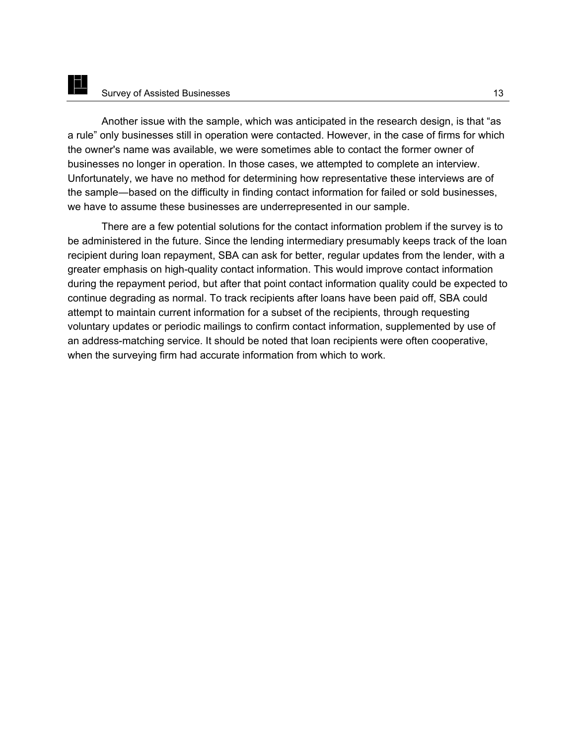Another issue with the sample, which was anticipated in the research design, is that "as a rule" only businesses still in operation were contacted. However, in the case of firms for which the owner's name was available, we were sometimes able to contact the former owner of businesses no longer in operation. In those cases, we attempted to complete an interview. Unfortunately, we have no method for determining how representative these interviews are of the sample—based on the difficulty in finding contact information for failed or sold businesses, we have to assume these businesses are underrepresented in our sample.

There are a few potential solutions for the contact information problem if the survey is to be administered in the future. Since the lending intermediary presumably keeps track of the loan recipient during loan repayment, SBA can ask for better, regular updates from the lender, with a greater emphasis on high-quality contact information. This would improve contact information during the repayment period, but after that point contact information quality could be expected to continue degrading as normal. To track recipients after loans have been paid off, SBA could attempt to maintain current information for a subset of the recipients, through requesting voluntary updates or periodic mailings to confirm contact information, supplemented by use of an address-matching service. It should be noted that loan recipients were often cooperative, when the surveying firm had accurate information from which to work.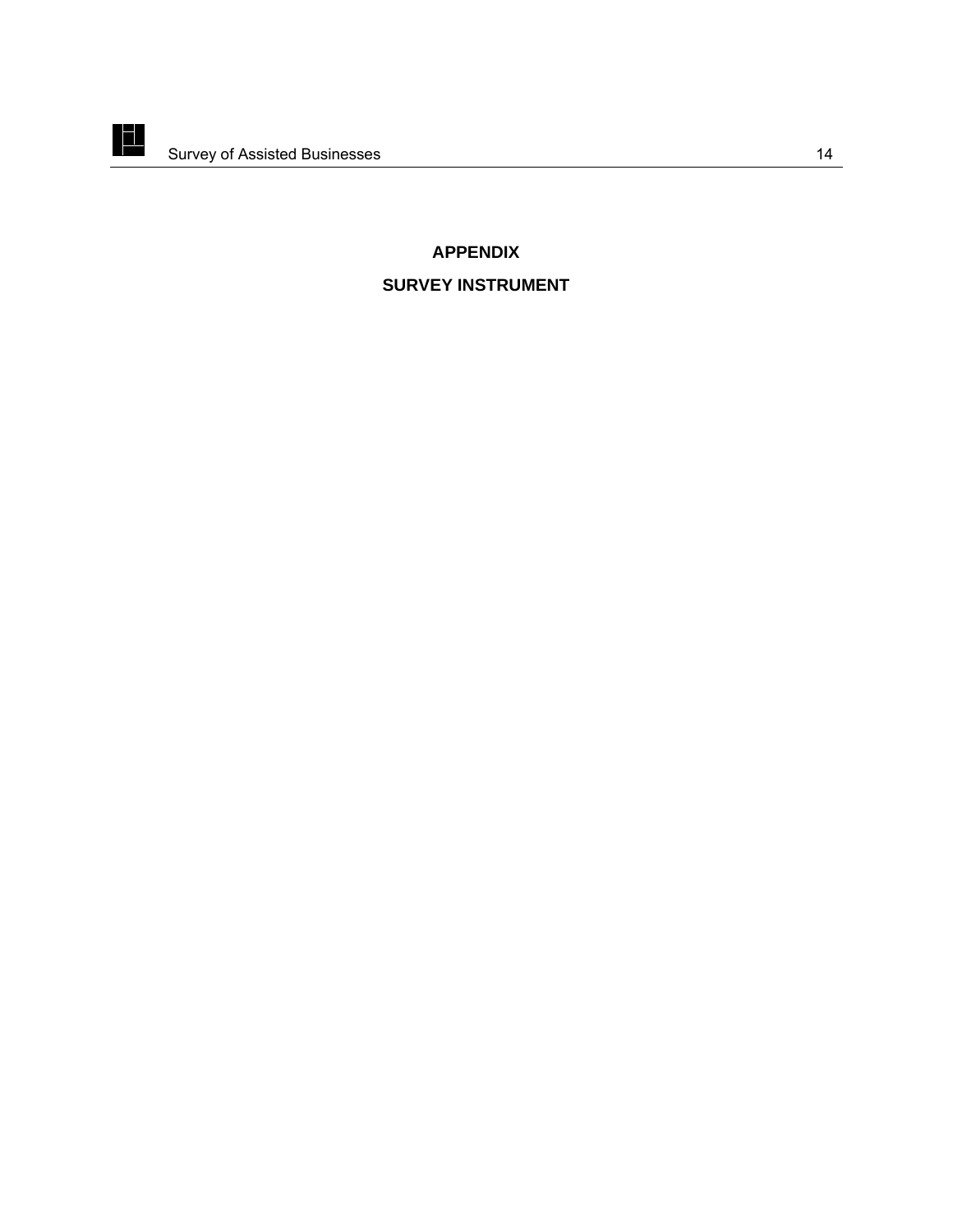# APPENDIX

# SURVEY INSTRUMENT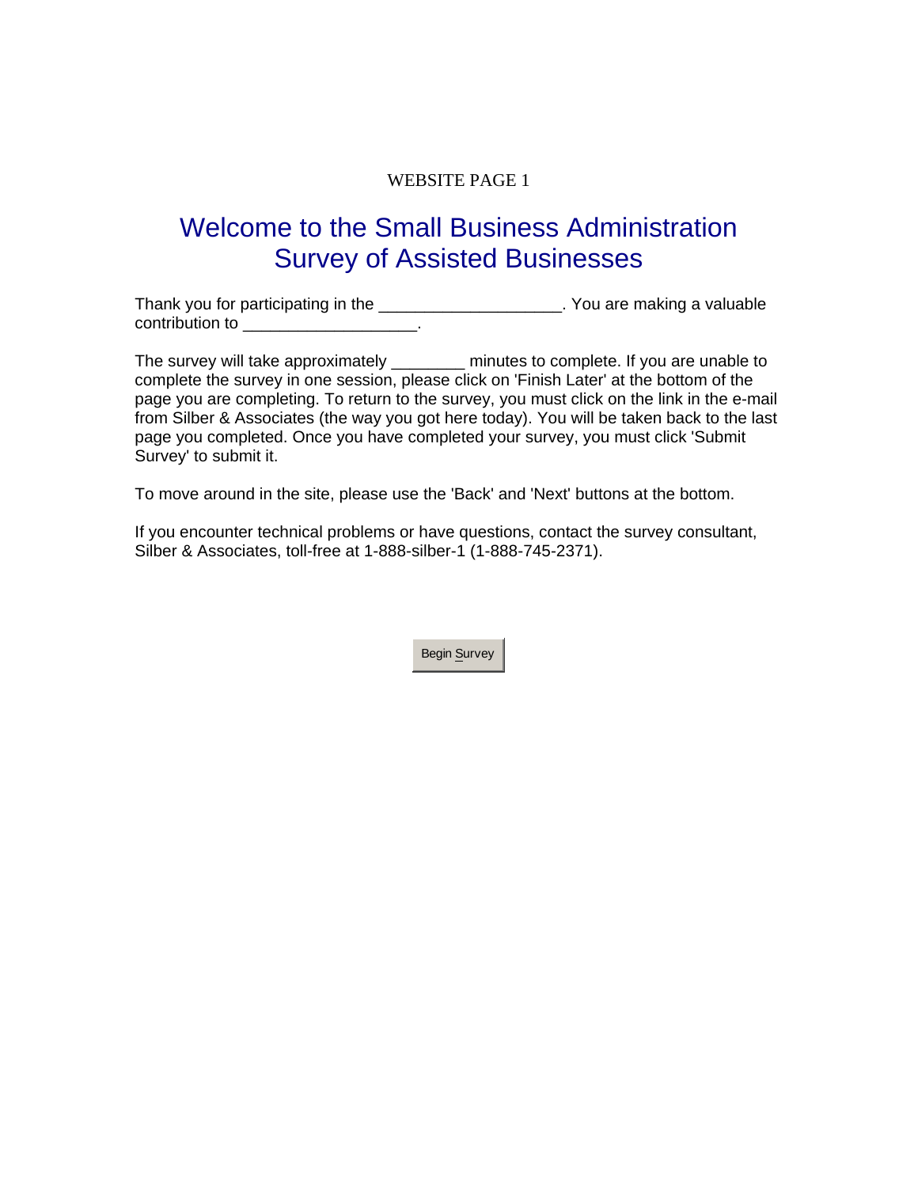WEBSITE PAGE 1

# Welcome to the Small Business Administration Survey of Assisted Businesses

Thank you for participating in the ____________________. You are making a valuable contribution to ___________________.

The survey will take approximately ________ minutes to complete. If you are unable to complete the survey in one session, please click on 'Finish Later' at the bottom of the page you are completing. To return to the survey, you must click on the link in the e-mail from Silber & Associates (the way you got here today). You will be taken back to the last page you completed. Once you have completed your survey, you must click 'Submit Survey' to submit it.

To move around in the site, please use the 'Back' and 'Next' buttons at the bottom.

If you encounter technical problems or have questions, contact the survey consultant, Silber & Associates, toll-free at 1-888-silber-1 (1-888-745-2371).

Begin Survey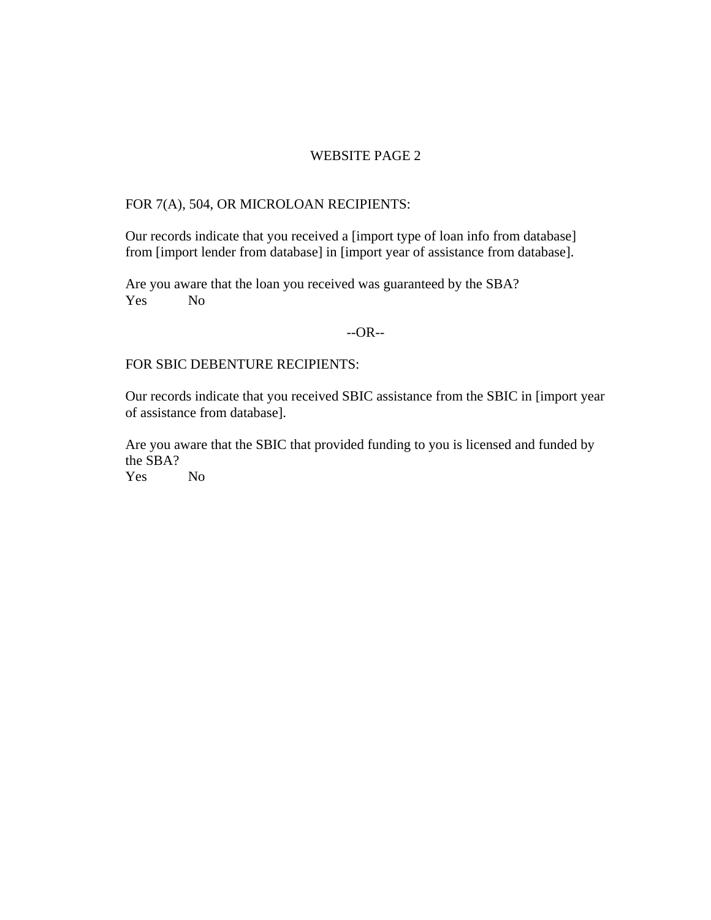# WEBSITE PAGE 2

FOR 7(A), 504, OR MICROLOAN RECIPIENTS:

Our records indicate that you received a [import type of loan info from database] from [import lender from database] in [import year of assistance from database].

Are you aware that the loan you received was guaranteed by the SBA?
Yes  No

--OR--

FOR SBIC DEBENTURE RECIPIENTS:

Our records indicate that you received SBIC assistance from the SBIC in [import year of assistance from database].

Are you aware that the SBIC that provided funding to you is licensed and funded by the SBA?
Yes  No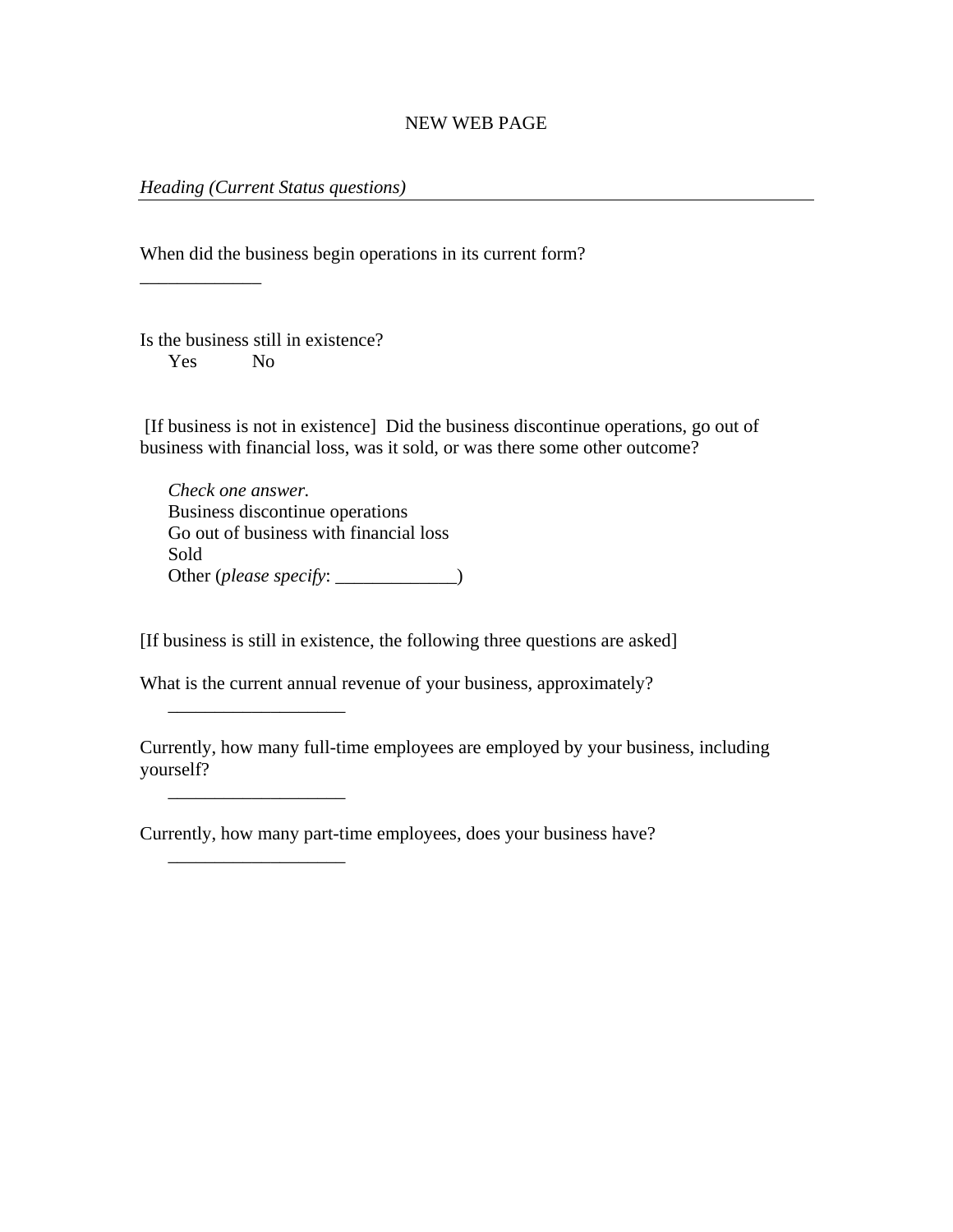NEW WEB PAGE

*Heading (Current Status questions)*

---

When did the business begin operations in its current form?

_____________

Is the business still in existence?

Yes No

[If business is not in existence] Did the business discontinue operations, go out of business with financial loss, was it sold, or was there some other outcome?

*Check one answer.*

Business discontinue operations

Go out of business with financial loss

Sold

Other (*please specify*: _____________)

[If business is still in existence, the following three questions are asked]

What is the current annual revenue of your business, approximately?

___________________

Currently, how many full-time employees are employed by your business, including yourself?

___________________

Currently, how many part-time employees, does your business have?

___________________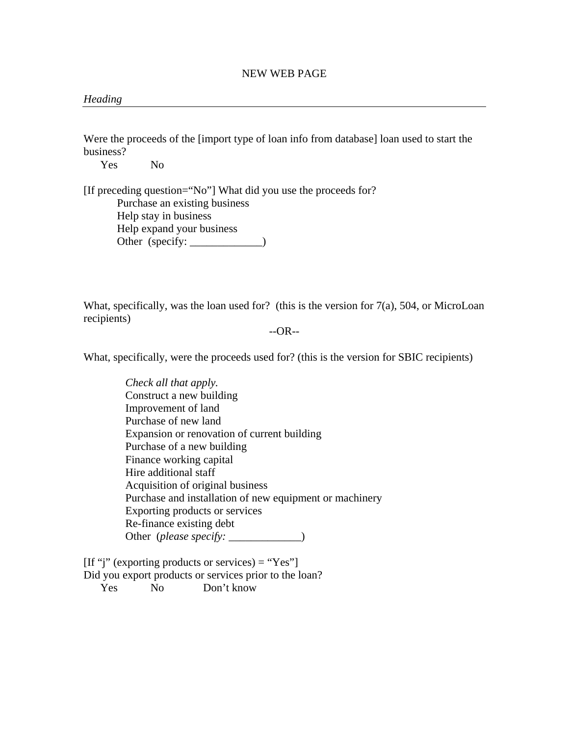NEW WEB PAGE

*Heading*

---

Were the proceeds of the [import type of loan info from database] loan used to start the business?

Yes No

[If preceding question="No"] What did you use the proceeds for?

Purchase an existing business
Help stay in business
Help expand your business
Other (specify: _____________)

What, specifically, was the loan used for? (this is the version for 7(a), 504, or MicroLoan recipients)

--OR--

What, specifically, were the proceeds used for? (this is the version for SBIC recipients)

*Check all that apply.*
Construct a new building
Improvement of land
Purchase of new land
Expansion or renovation of current building
Purchase of a new building
Finance working capital
Hire additional staff
Acquisition of original business
Purchase and installation of new equipment or machinery
Exporting products or services
Re-finance existing debt
Other (*please specify:* _____________)

[If "j" (exporting products or services) = "Yes"]
Did you export products or services prior to the loan?

Yes No Don't know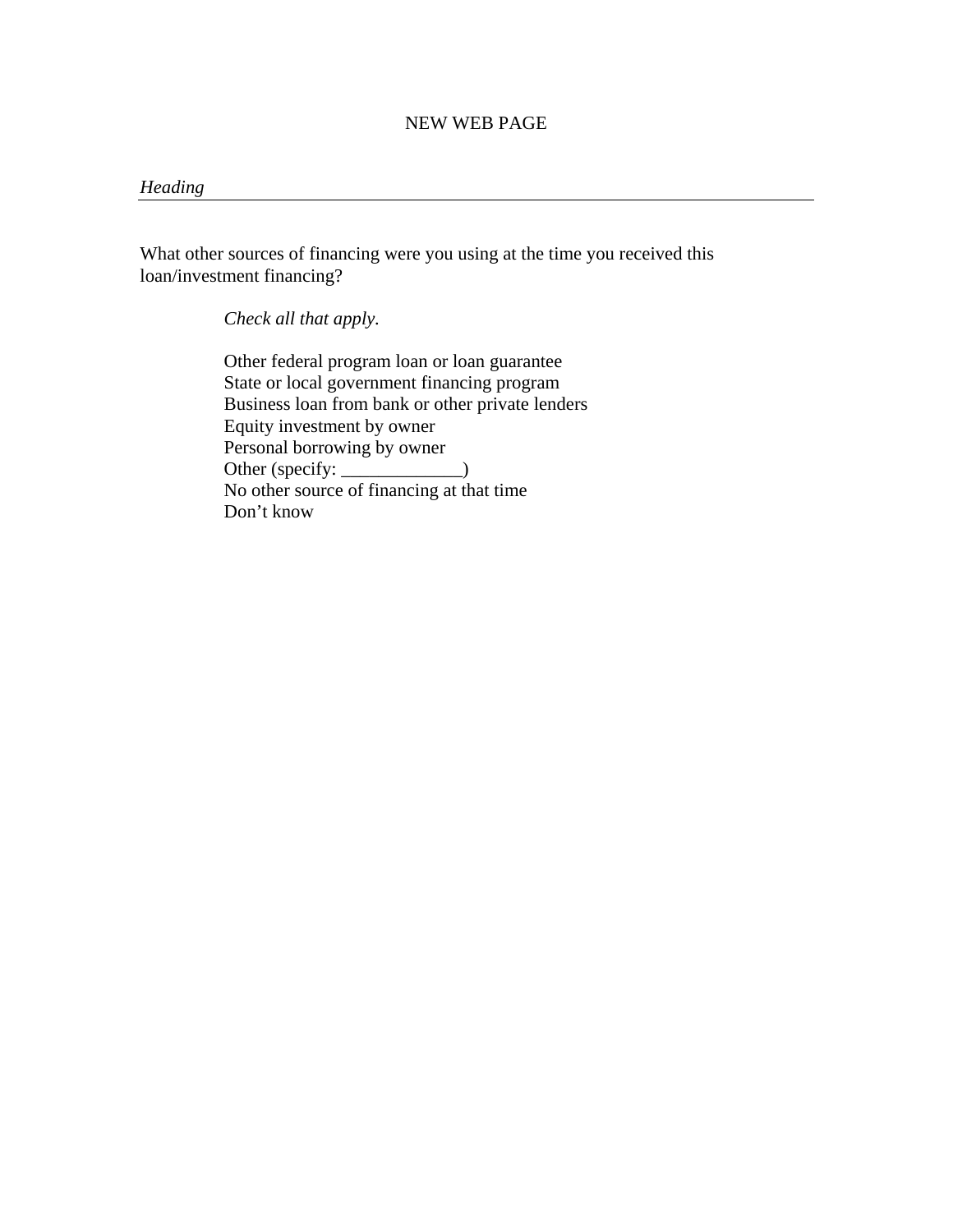NEW WEB PAGE

*Heading*

---

What other sources of financing were you using at the time you received this loan/investment financing?

*Check all that apply*.

Other federal program loan or loan guarantee
State or local government financing program
Business loan from bank or other private lenders
Equity investment by owner
Personal borrowing by owner
Other (specify: _____________)
No other source of financing at that time
Don't know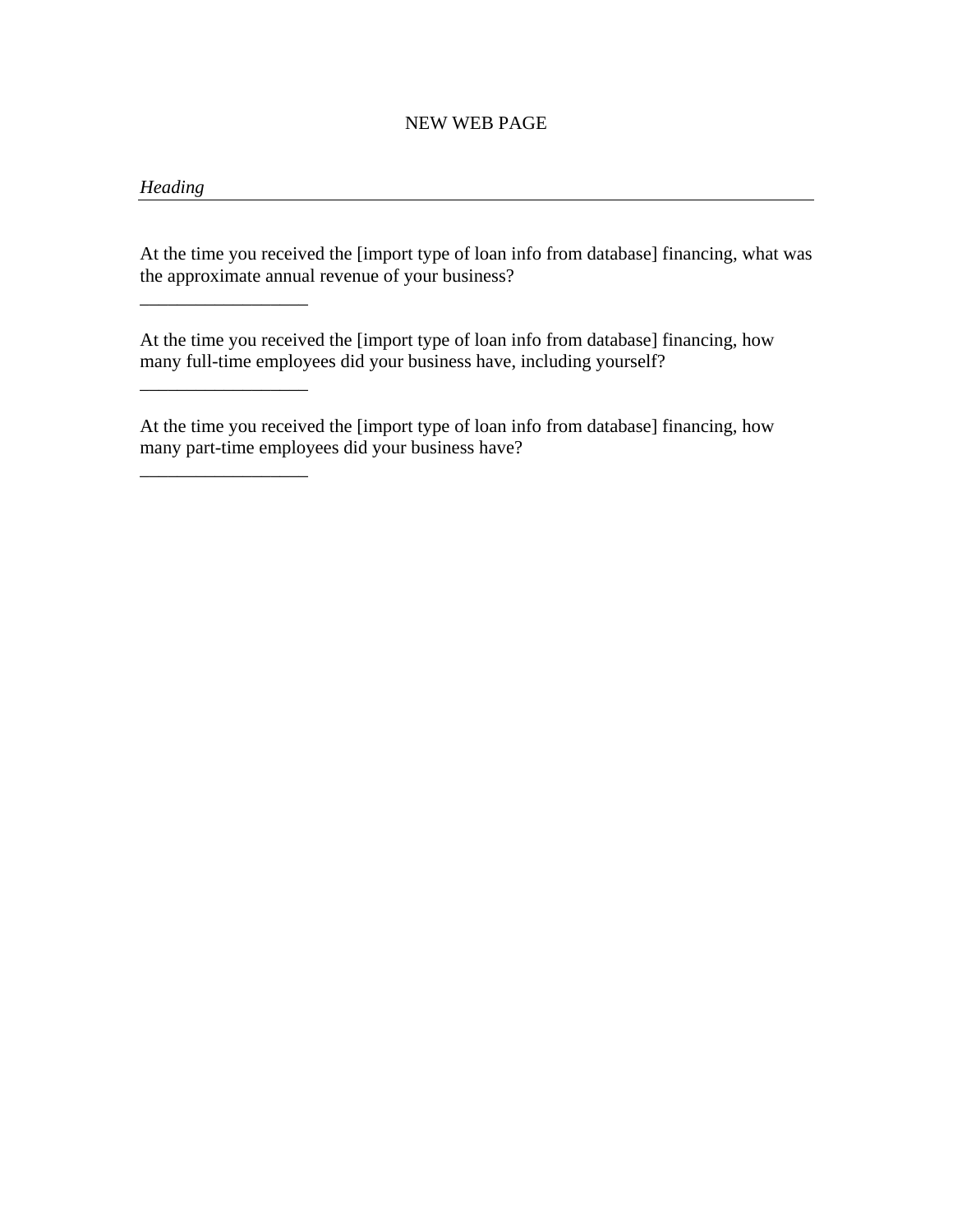NEW WEB PAGE

*Heading*

---

At the time you received the [import type of loan info from database] financing, what was the approximate annual revenue of your business?

__________________

At the time you received the [import type of loan info from database] financing, how many full-time employees did your business have, including yourself?

__________________

At the time you received the [import type of loan info from database] financing, how many part-time employees did your business have?

__________________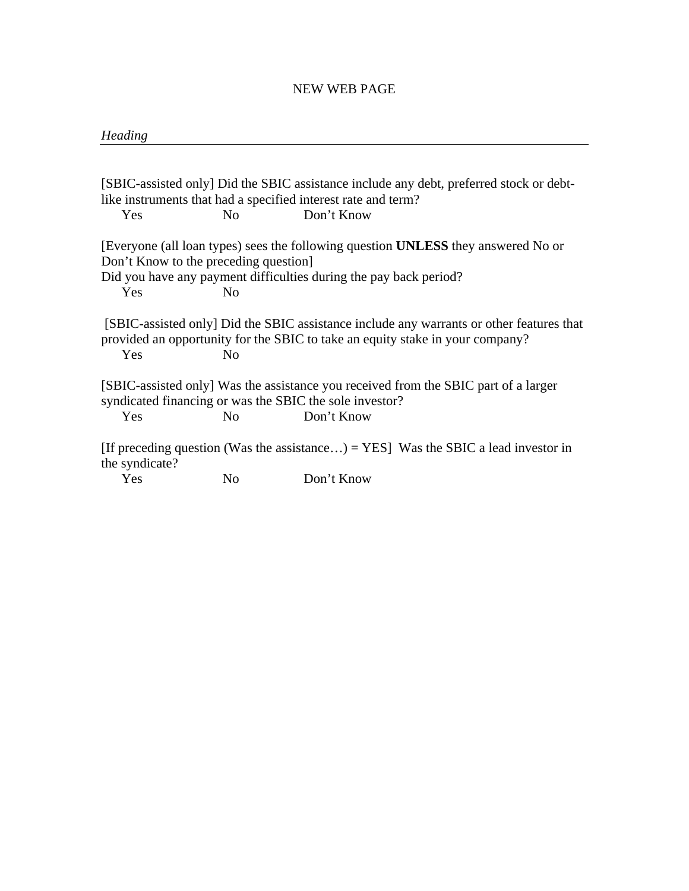NEW WEB PAGE

*Heading*

---

[SBIC-assisted only] Did the SBIC assistance include any debt, preferred stock or debt-like instruments that had a specified interest rate and term?

Yes No Don't Know

[Everyone (all loan types) sees the following question **UNLESS** they answered No or Don't Know to the preceding question]
Did you have any payment difficulties during the pay back period?

Yes No

[SBIC-assisted only] Did the SBIC assistance include any warrants or other features that provided an opportunity for the SBIC to take an equity stake in your company?

Yes No

[SBIC-assisted only] Was the assistance you received from the SBIC part of a larger syndicated financing or was the SBIC the sole investor?

Yes No Don't Know

[If preceding question (Was the assistance…) = YES] Was the SBIC a lead investor in the syndicate?

Yes No Don't Know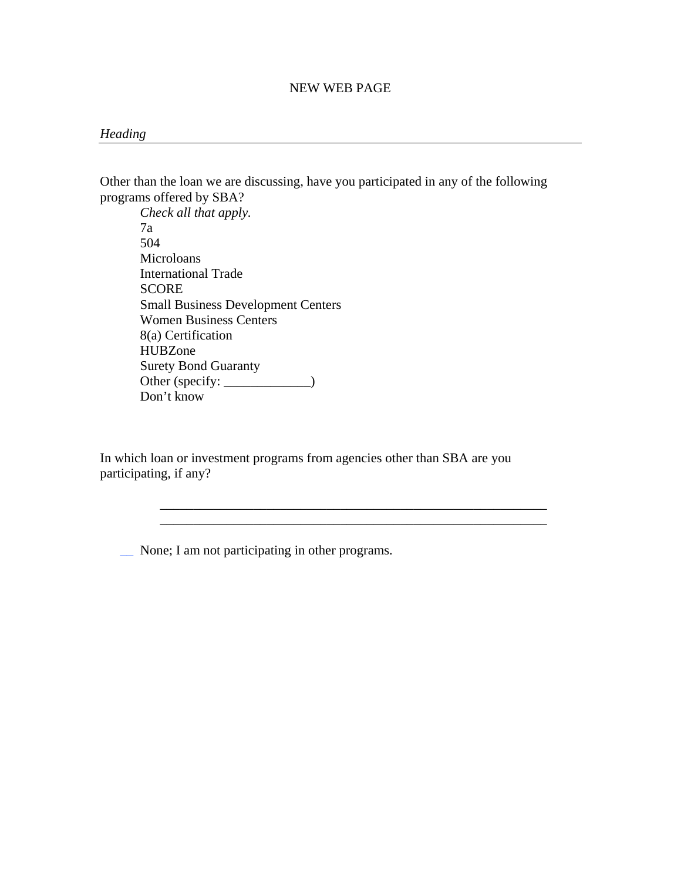NEW WEB PAGE

*Heading*

---

Other than the loan we are discussing, have you participated in any of the following programs offered by SBA?

*Check all that apply.*

- 7a
- 504
- Microloans
- International Trade
- SCORE
- Small Business Development Centers
- Women Business Centers
- 8(a) Certification
- HUBZone
- Surety Bond Guaranty
- Other (specify: _____________)
- Don't know

In which loan or investment programs from agencies other than SBA are you participating, if any?

____________________________________________________________

____________________________________________________________

__ None; I am not participating in other programs.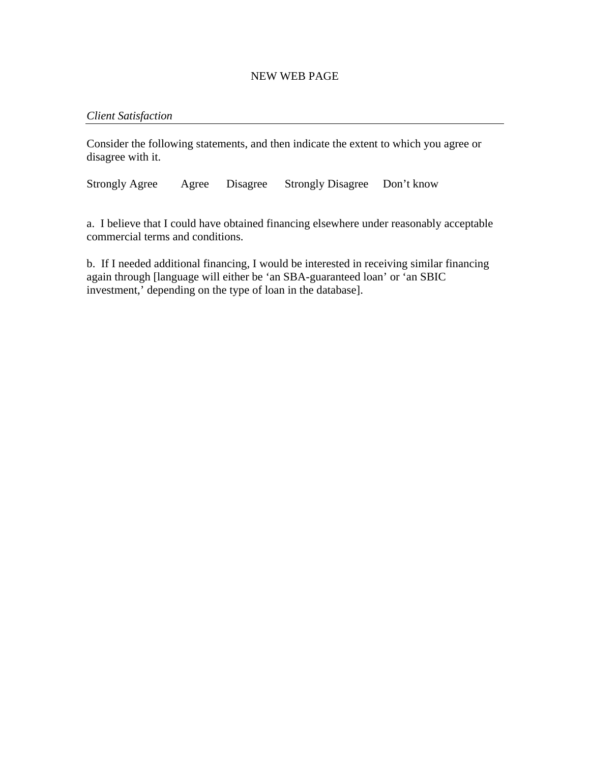NEW WEB PAGE

*Client Satisfaction*

---

Consider the following statements, and then indicate the extent to which you agree or disagree with it.

Strongly Agree  Agree  Disagree  Strongly Disagree  Don't know

a. I believe that I could have obtained financing elsewhere under reasonably acceptable commercial terms and conditions.

b. If I needed additional financing, I would be interested in receiving similar financing again through [language will either be 'an SBA-guaranteed loan' or 'an SBIC investment,' depending on the type of loan in the database].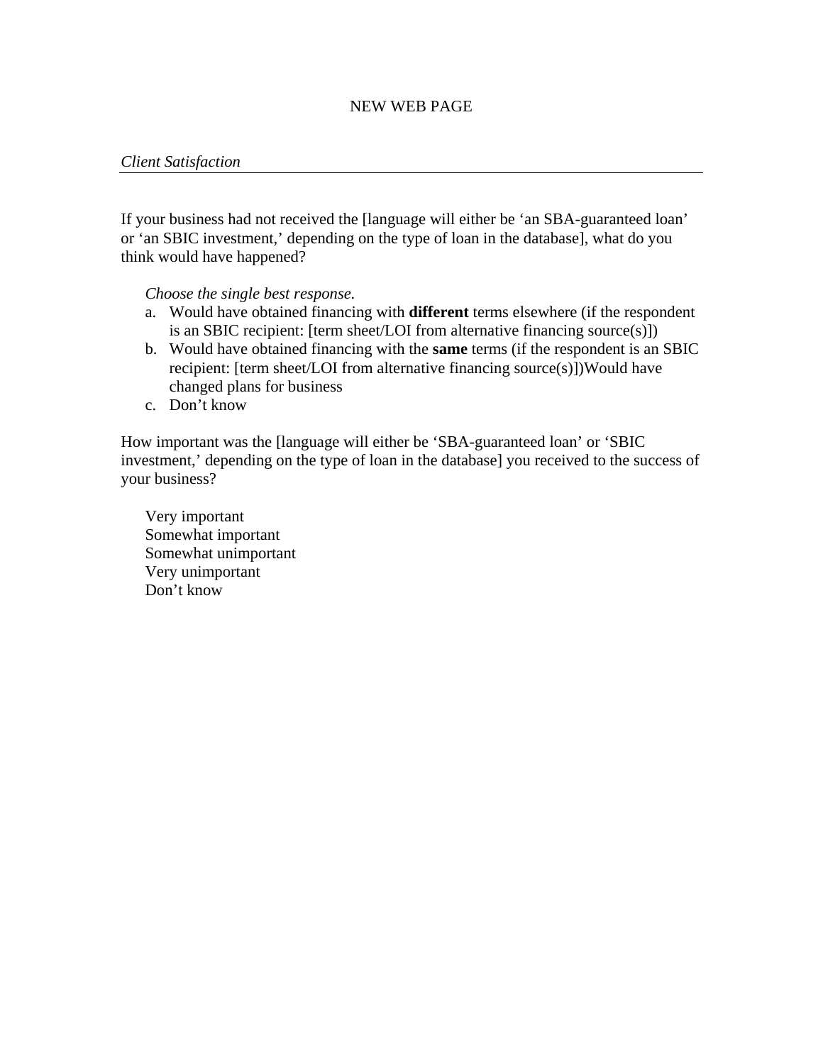NEW WEB PAGE

*Client Satisfaction*

---

If your business had not received the [language will either be 'an SBA-guaranteed loan' or 'an SBIC investment,' depending on the type of loan in the database], what do you think would have happened?

*Choose the single best response.*

a. Would have obtained financing with **different** terms elsewhere (if the respondent is an SBIC recipient: [term sheet/LOI from alternative financing source(s)])
b. Would have obtained financing with the **same** terms (if the respondent is an SBIC recipient: [term sheet/LOI from alternative financing source(s)])Would have changed plans for business
c. Don't know

How important was the [language will either be 'SBA-guaranteed loan' or 'SBIC investment,' depending on the type of loan in the database] you received to the success of your business?

Very important
Somewhat important
Somewhat unimportant
Very unimportant
Don't know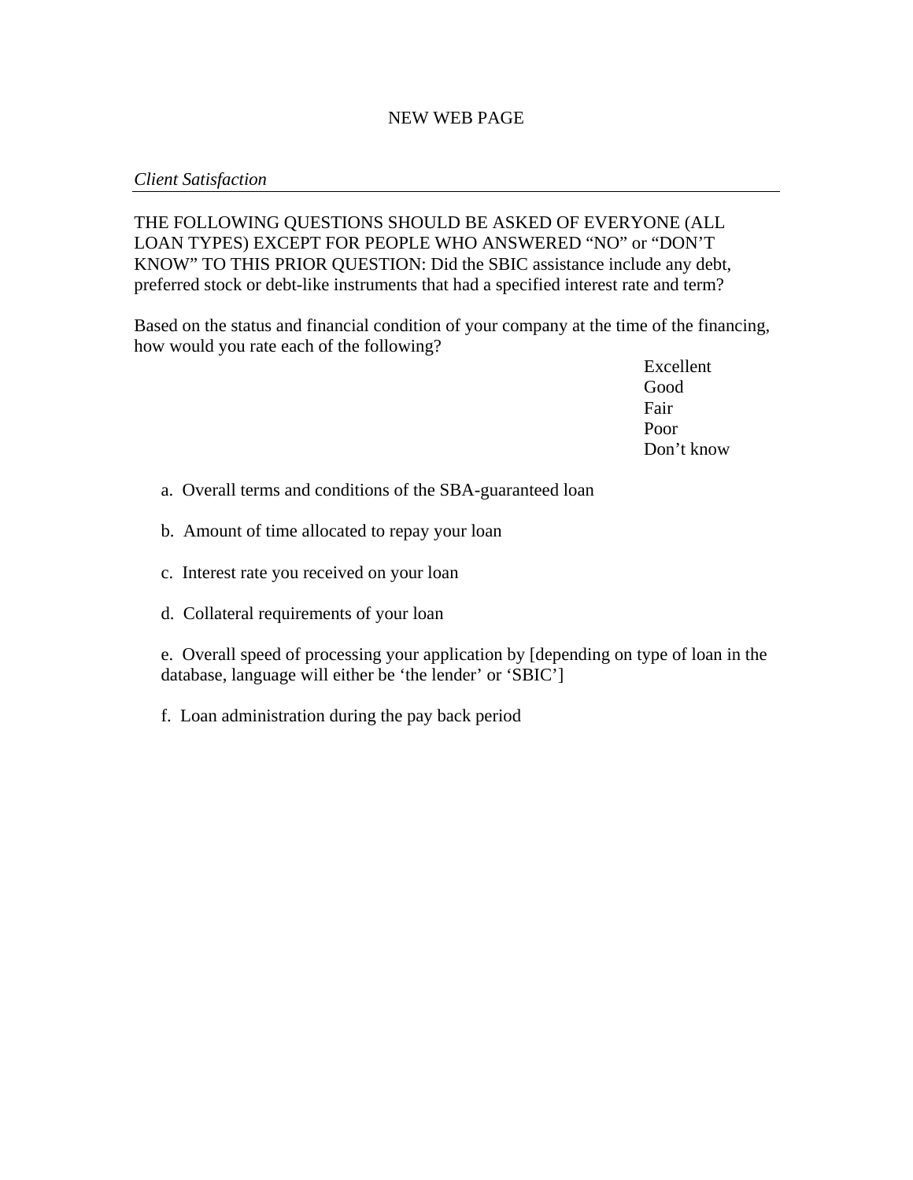NEW WEB PAGE

*Client Satisfaction*

---

THE FOLLOWING QUESTIONS SHOULD BE ASKED OF EVERYONE (ALL LOAN TYPES) EXCEPT FOR PEOPLE WHO ANSWERED "NO" or "DON'T KNOW" TO THIS PRIOR QUESTION: Did the SBIC assistance include any debt, preferred stock or debt-like instruments that had a specified interest rate and term?

Based on the status and financial condition of your company at the time of the financing, how would you rate each of the following?

Excellent
Good
Fair
Poor
Don't know

a. Overall terms and conditions of the SBA-guaranteed loan

b. Amount of time allocated to repay your loan

c. Interest rate you received on your loan

d. Collateral requirements of your loan

e. Overall speed of processing your application by [depending on type of loan in the database, language will either be 'the lender' or 'SBIC']

f. Loan administration during the pay back period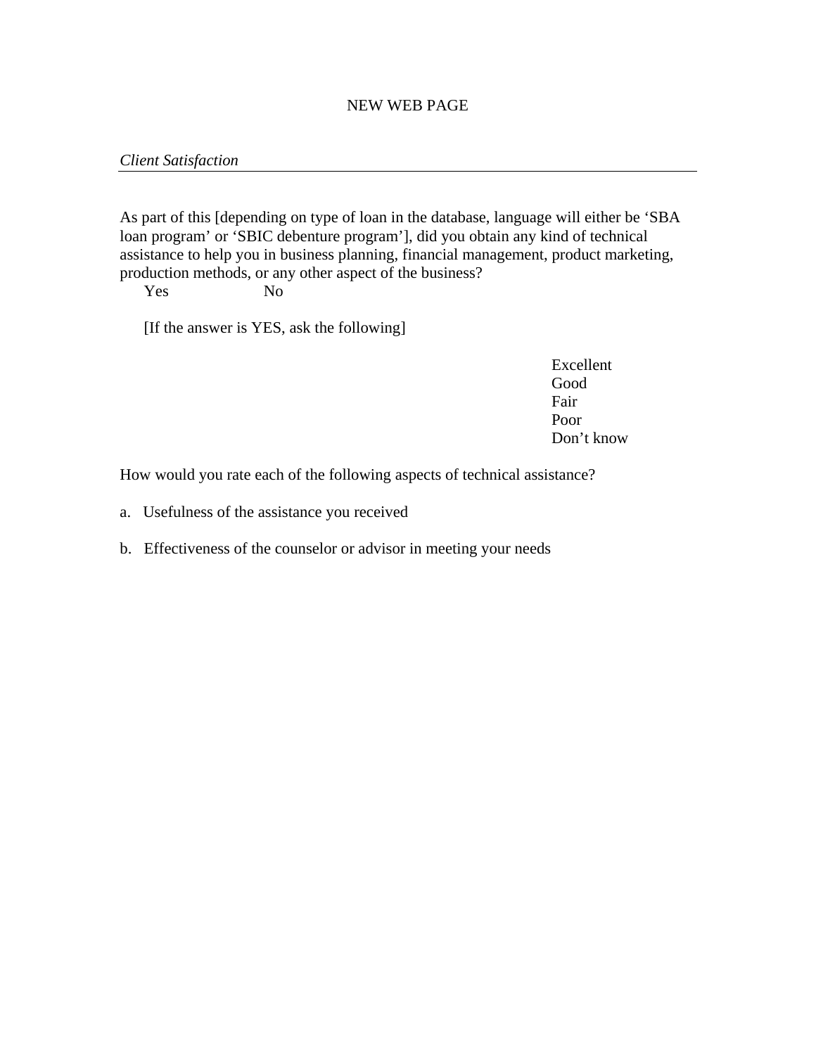NEW WEB PAGE

*Client Satisfaction*

---

As part of this [depending on type of loan in the database, language will either be 'SBA loan program' or 'SBIC debenture program'], did you obtain any kind of technical assistance to help you in business planning, financial management, product marketing, production methods, or any other aspect of the business?

Yes No

[If the answer is YES, ask the following]

| How would you rate each of the following aspects of technical assistance? | Excellent | Good | Fair | Poor | Don't know |
|---|---|---|---|---|---|
| a. Usefulness of the assistance you received | | | | | |
| b. Effectiveness of the counselor or advisor in meeting your needs | | | | | |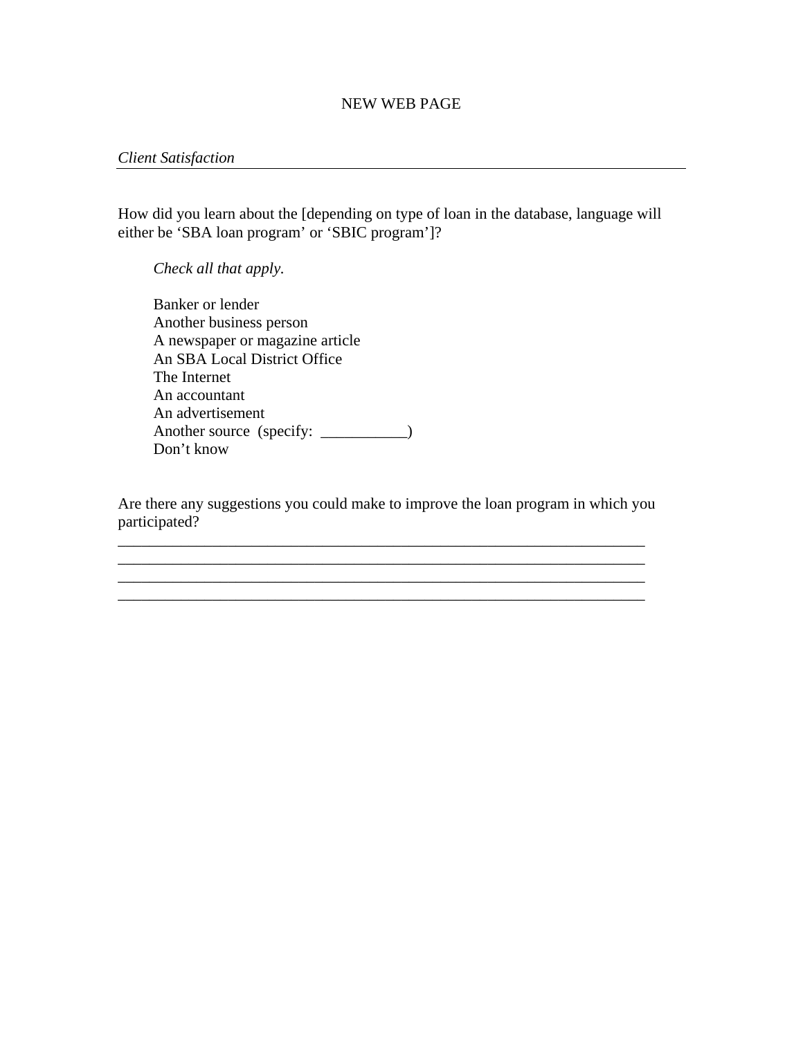NEW WEB PAGE

*Client Satisfaction*

---

How did you learn about the [depending on type of loan in the database, language will either be ‘SBA loan program’ or ‘SBIC program’]?

*Check all that apply.*

Banker or lender
Another business person
A newspaper or magazine article
An SBA Local District Office
The Internet
An accountant
An advertisement
Another source (specify: ___________)
Don’t know

Are there any suggestions you could make to improve the loan program in which you participated?
______________________________________________________________________
______________________________________________________________________
______________________________________________________________________
______________________________________________________________________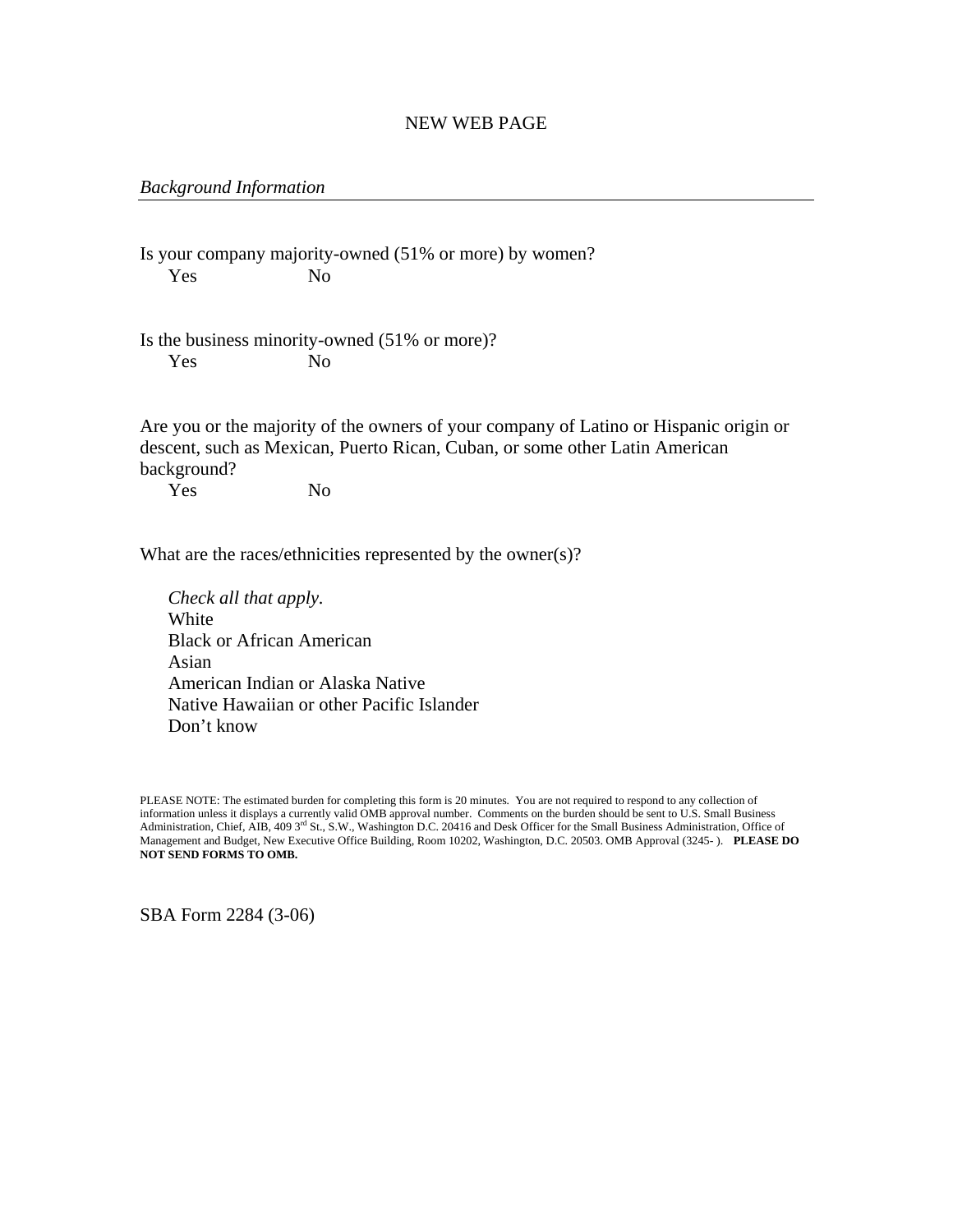NEW WEB PAGE

*Background Information*

Is your company majority-owned (51% or more) by women?

Yes No

Is the business minority-owned (51% or more)?

Yes No

Are you or the majority of the owners of your company of Latino or Hispanic origin or descent, such as Mexican, Puerto Rican, Cuban, or some other Latin American background?

Yes No

What are the races/ethnicities represented by the owner(s)?

*Check all that apply.*

White
Black or African American
Asian
American Indian or Alaska Native
Native Hawaiian or other Pacific Islander
Don't know

PLEASE NOTE: The estimated burden for completing this form is 20 minutes. You are not required to respond to any collection of information unless it displays a currently valid OMB approval number. Comments on the burden should be sent to U.S. Small Business Administration, Chief, AIB, 409 3rd St., S.W., Washington D.C. 20416 and Desk Officer for the Small Business Administration, Office of Management and Budget, New Executive Office Building, Room 10202, Washington, D.C. 20503. OMB Approval (3245- ). **PLEASE DO NOT SEND FORMS TO OMB.**

SBA Form 2284 (3-06)